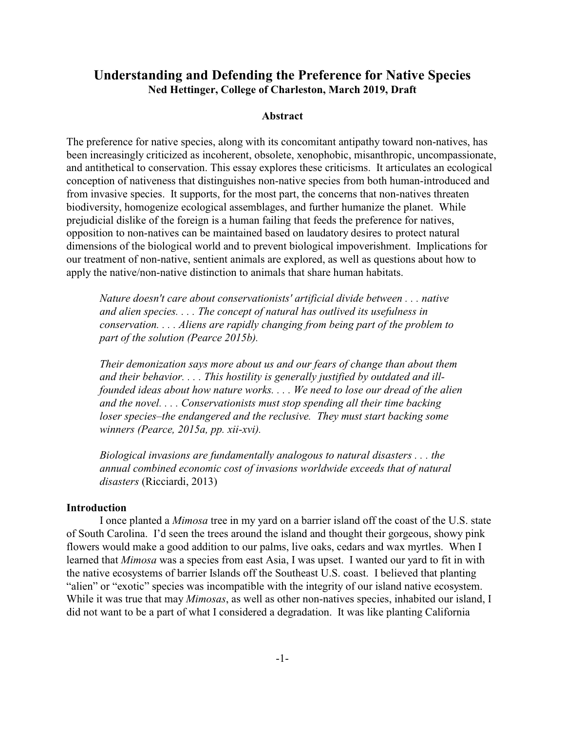# Understanding and Defending the Preference for Native Species

**Ned Hettinger, College of Charleston, March 2019, Draft**

### Abstract

The preference for native species, along with its concomitant antipathy toward non-natives, has been increasingly criticized as incoherent, obsolete, xenophobic, misanthropic, uncompassionate, and antithetical to conservation. This essay explores these criticisms. It articulates an ecological conception of nativeness that distinguishes non-native species from both human-introduced and from invasive species. It supports, for the most part, the concerns that non-natives threaten biodiversity, homogenize ecological assemblages, and further humanize the planet. While prejudicial dislike of the foreign is a human failing that feeds the preference for natives, opposition to non-natives can be maintained based on laudatory desires to protect natural dimensions of the biological world and to prevent biological impoverishment. Implications for our treatment of non-native, sentient animals are explored, as well as questions about how to apply the native/non-native distinction to animals that share human habitats.

> *Nature doesn't care about conservationists' artificial divide between . . . native and alien species. . . . The concept of natural has outlived its usefulness in conservation. . . . Aliens are rapidly changing from being part of the problem to part of the solution (Pearce 2015b).*

> *Their demonization says more about us and our fears of change than about them and their behavior. . . . This hostility is generally justified by outdated and ill-founded ideas about how nature works. . . . We need to lose our dread of the alien and the novel. . . . Conservationists must stop spending all their time backing loser species–the endangered and the reclusive. They must start backing some winners (Pearce, 2015a, pp. xii-xvi).*

> *Biological invasions are fundamentally analogous to natural disasters . . . the annual combined economic cost of invasions worldwide exceeds that of natural disasters* (Ricciardi, 2013)

### Introduction

I once planted a *Mimosa* tree in my yard on a barrier island off the coast of the U.S. state of South Carolina. I'd seen the trees around the island and thought their gorgeous, showy pink flowers would make a good addition to our palms, live oaks, cedars and wax myrtles. When I learned that *Mimosa* was a species from east Asia, I was upset. I wanted our yard to fit in with the native ecosystems of barrier Islands off the Southeast U.S. coast. I believed that planting "alien" or "exotic" species was incompatible with the integrity of our island native ecosystem. While it was true that may *Mimosas*, as well as other non-natives species, inhabited our island, I did not want to be a part of what I considered a degradation. It was like planting California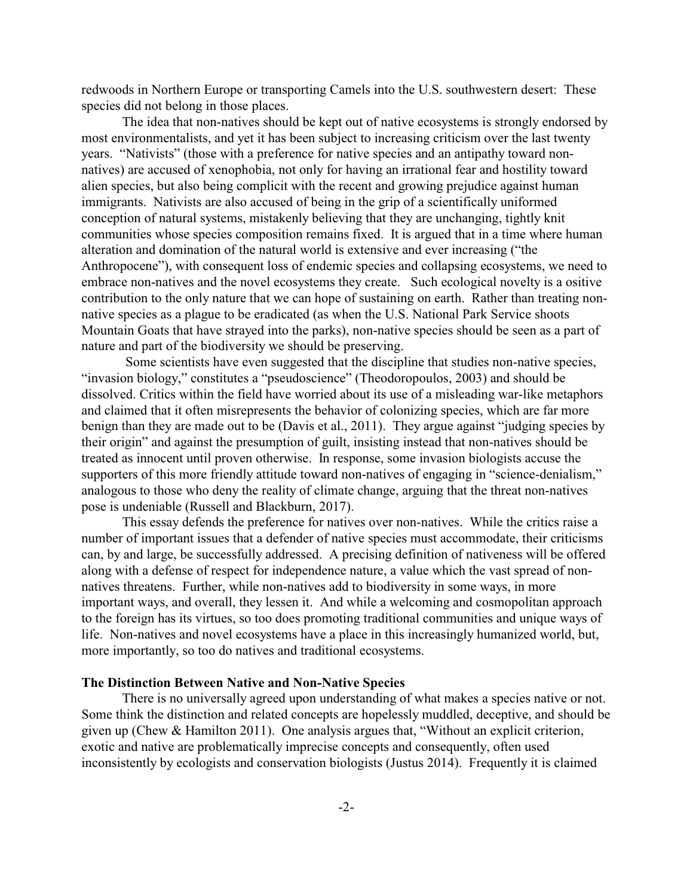redwoods in Northern Europe or transporting Camels into the U.S. southwestern desert: These species did not belong in those places.

The idea that non-natives should be kept out of native ecosystems is strongly endorsed by most environmentalists, and yet it has been subject to increasing criticism over the last twenty years. "Nativists" (those with a preference for native species and an antipathy toward non-natives) are accused of xenophobia, not only for having an irrational fear and hostility toward alien species, but also being complicit with the recent and growing prejudice against human immigrants. Nativists are also accused of being in the grip of a scientifically uniformed conception of natural systems, mistakenly believing that they are unchanging, tightly knit communities whose species composition remains fixed. It is argued that in a time where human alteration and domination of the natural world is extensive and ever increasing ("the Anthropocene"), with consequent loss of endemic species and collapsing ecosystems, we need to embrace non-natives and the novel ecosystems they create. Such ecological novelty is a ositive contribution to the only nature that we can hope of sustaining on earth. Rather than treating non-native species as a plague to be eradicated (as when the U.S. National Park Service shoots Mountain Goats that have strayed into the parks), non-native species should be seen as a part of nature and part of the biodiversity we should be preserving.

Some scientists have even suggested that the discipline that studies non-native species, "invasion biology," constitutes a "pseudoscience" (Theodoropoulos, 2003) and should be dissolved. Critics within the field have worried about its use of a misleading war-like metaphors and claimed that it often misrepresents the behavior of colonizing species, which are far more benign than they are made out to be (Davis et al., 2011). They argue against "judging species by their origin" and against the presumption of guilt, insisting instead that non-natives should be treated as innocent until proven otherwise. In response, some invasion biologists accuse the supporters of this more friendly attitude toward non-natives of engaging in "science-denialism," analogous to those who deny the reality of climate change, arguing that the threat non-natives pose is undeniable (Russell and Blackburn, 2017).

This essay defends the preference for natives over non-natives. While the critics raise a number of important issues that a defender of native species must accommodate, their criticisms can, by and large, be successfully addressed. A precising definition of nativeness will be offered along with a defense of respect for independence nature, a value which the vast spread of non-natives threatens. Further, while non-natives add to biodiversity in some ways, in more important ways, and overall, they lessen it. And while a welcoming and cosmopolitan approach to the foreign has its virtues, so too does promoting traditional communities and unique ways of life. Non-natives and novel ecosystems have a place in this increasingly humanized world, but, more importantly, so too do natives and traditional ecosystems.

## The Distinction Between Native and Non-Native Species

There is no universally agreed upon understanding of what makes a species native or not. Some think the distinction and related concepts are hopelessly muddled, deceptive, and should be given up (Chew & Hamilton 2011). One analysis argues that, "Without an explicit criterion, exotic and native are problematically imprecise concepts and consequently, often used inconsistently by ecologists and conservation biologists (Justus 2014). Frequently it is claimed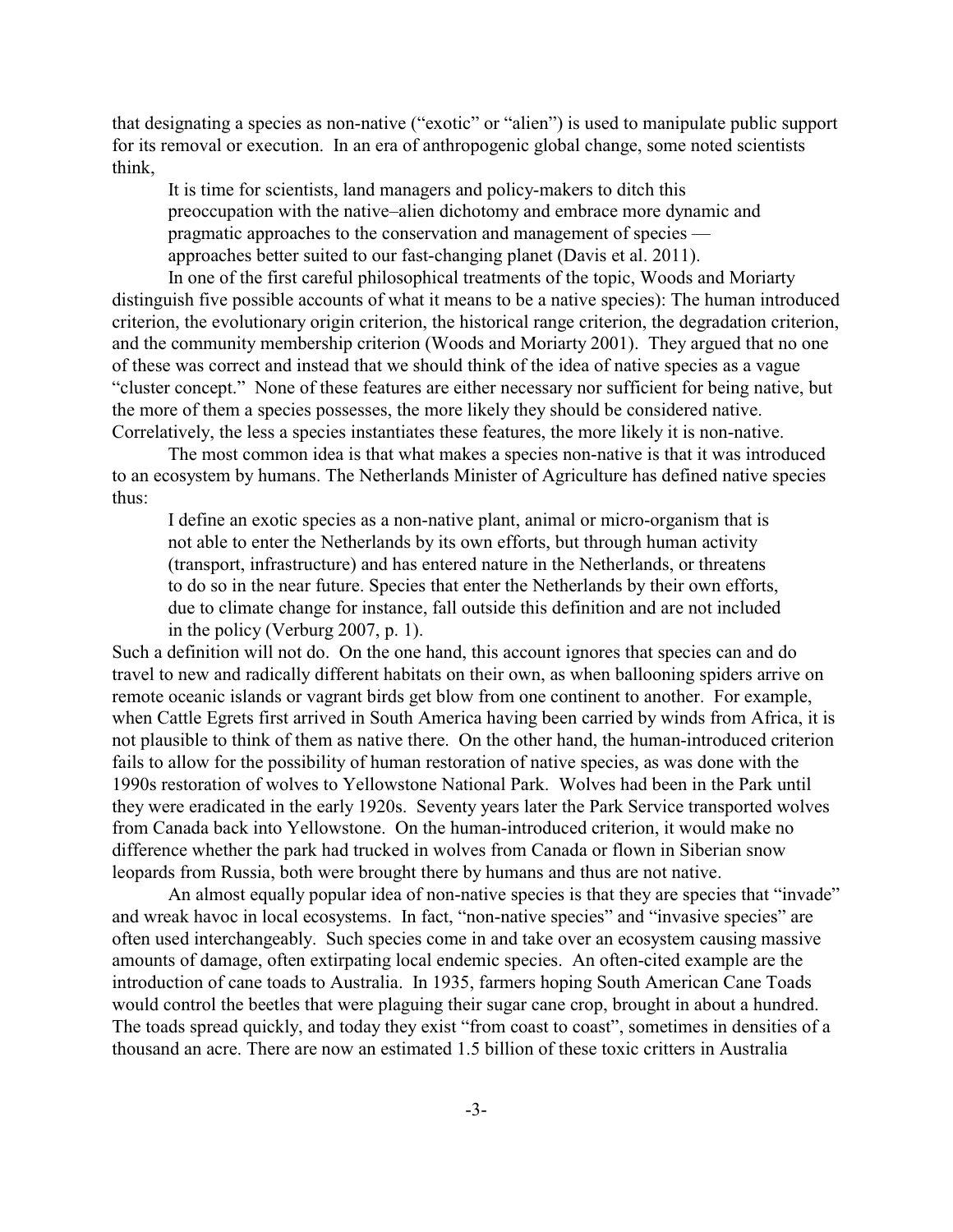that designating a species as non-native ("exotic" or "alien") is used to manipulate public support for its removal or execution. In an era of anthropogenic global change, some noted scientists think,

> It is time for scientists, land managers and policy-makers to ditch this preoccupation with the native–alien dichotomy and embrace more dynamic and pragmatic approaches to the conservation and management of species — approaches better suited to our fast-changing planet (Davis et al. 2011).

In one of the first careful philosophical treatments of the topic, Woods and Moriarty distinguish five possible accounts of what it means to be a native species): The human introduced criterion, the evolutionary origin criterion, the historical range criterion, the degradation criterion, and the community membership criterion (Woods and Moriarty 2001). They argued that no one of these was correct and instead that we should think of the idea of native species as a vague "cluster concept." None of these features are either necessary nor sufficient for being native, but the more of them a species possesses, the more likely they should be considered native. Correlatively, the less a species instantiates these features, the more likely it is non-native.

The most common idea is that what makes a species non-native is that it was introduced to an ecosystem by humans. The Netherlands Minister of Agriculture has defined native species thus:

> I define an exotic species as a non-native plant, animal or micro-organism that is not able to enter the Netherlands by its own efforts, but through human activity (transport, infrastructure) and has entered nature in the Netherlands, or threatens to do so in the near future. Species that enter the Netherlands by their own efforts, due to climate change for instance, fall outside this definition and are not included in the policy (Verburg 2007, p. 1).

Such a definition will not do. On the one hand, this account ignores that species can and do travel to new and radically different habitats on their own, as when ballooning spiders arrive on remote oceanic islands or vagrant birds get blow from one continent to another. For example, when Cattle Egrets first arrived in South America having been carried by winds from Africa, it is not plausible to think of them as native there. On the other hand, the human-introduced criterion fails to allow for the possibility of human restoration of native species, as was done with the 1990s restoration of wolves to Yellowstone National Park. Wolves had been in the Park until they were eradicated in the early 1920s. Seventy years later the Park Service transported wolves from Canada back into Yellowstone. On the human-introduced criterion, it would make no difference whether the park had trucked in wolves from Canada or flown in Siberian snow leopards from Russia, both were brought there by humans and thus are not native.

An almost equally popular idea of non-native species is that they are species that "invade" and wreak havoc in local ecosystems. In fact, "non-native species" and "invasive species" are often used interchangeably. Such species come in and take over an ecosystem causing massive amounts of damage, often extirpating local endemic species. An often-cited example are the introduction of cane toads to Australia. In 1935, farmers hoping South American Cane Toads would control the beetles that were plaguing their sugar cane crop, brought in about a hundred. The toads spread quickly, and today they exist "from coast to coast", sometimes in densities of a thousand an acre. There are now an estimated 1.5 billion of these toxic critters in Australia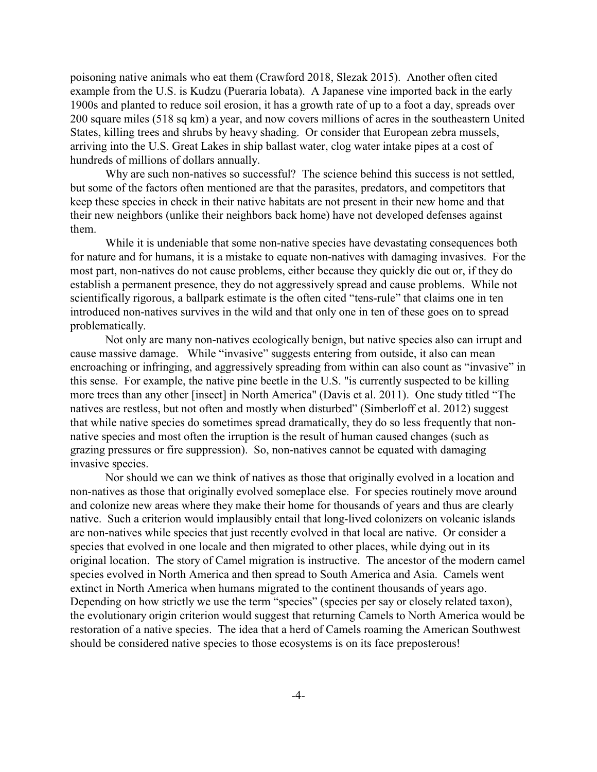poisoning native animals who eat them (Crawford 2018, Slezak 2015). Another often cited example from the U.S. is Kudzu (Pueraria lobata). A Japanese vine imported back in the early 1900s and planted to reduce soil erosion, it has a growth rate of up to a foot a day, spreads over 200 square miles (518 sq km) a year, and now covers millions of acres in the southeastern United States, killing trees and shrubs by heavy shading. Or consider that European zebra mussels, arriving into the U.S. Great Lakes in ship ballast water, clog water intake pipes at a cost of hundreds of millions of dollars annually.

Why are such non-natives so successful? The science behind this success is not settled, but some of the factors often mentioned are that the parasites, predators, and competitors that keep these species in check in their native habitats are not present in their new home and that their new neighbors (unlike their neighbors back home) have not developed defenses against them.

While it is undeniable that some non-native species have devastating consequences both for nature and for humans, it is a mistake to equate non-natives with damaging invasives. For the most part, non-natives do not cause problems, either because they quickly die out or, if they do establish a permanent presence, they do not aggressively spread and cause problems. While not scientifically rigorous, a ballpark estimate is the often cited "tens-rule" that claims one in ten introduced non-natives survives in the wild and that only one in ten of these goes on to spread problematically.

Not only are many non-natives ecologically benign, but native species also can irrupt and cause massive damage. While "invasive" suggests entering from outside, it also can mean encroaching or infringing, and aggressively spreading from within can also count as "invasive" in this sense. For example, the native pine beetle in the U.S. "is currently suspected to be killing more trees than any other [insect] in North America" (Davis et al. 2011). One study titled "The natives are restless, but not often and mostly when disturbed" (Simberloff et al. 2012) suggest that while native species do sometimes spread dramatically, they do so less frequently that non-native species and most often the irruption is the result of human caused changes (such as grazing pressures or fire suppression). So, non-natives cannot be equated with damaging invasive species.

Nor should we can we think of natives as those that originally evolved in a location and non-natives as those that originally evolved someplace else. For species routinely move around and colonize new areas where they make their home for thousands of years and thus are clearly native. Such a criterion would implausibly entail that long-lived colonizers on volcanic islands are non-natives while species that just recently evolved in that local are native. Or consider a species that evolved in one locale and then migrated to other places, while dying out in its original location. The story of Camel migration is instructive. The ancestor of the modern camel species evolved in North America and then spread to South America and Asia. Camels went extinct in North America when humans migrated to the continent thousands of years ago. Depending on how strictly we use the term "species" (species per say or closely related taxon), the evolutionary origin criterion would suggest that returning Camels to North America would be restoration of a native species. The idea that a herd of Camels roaming the American Southwest should be considered native species to those ecosystems is on its face preposterous!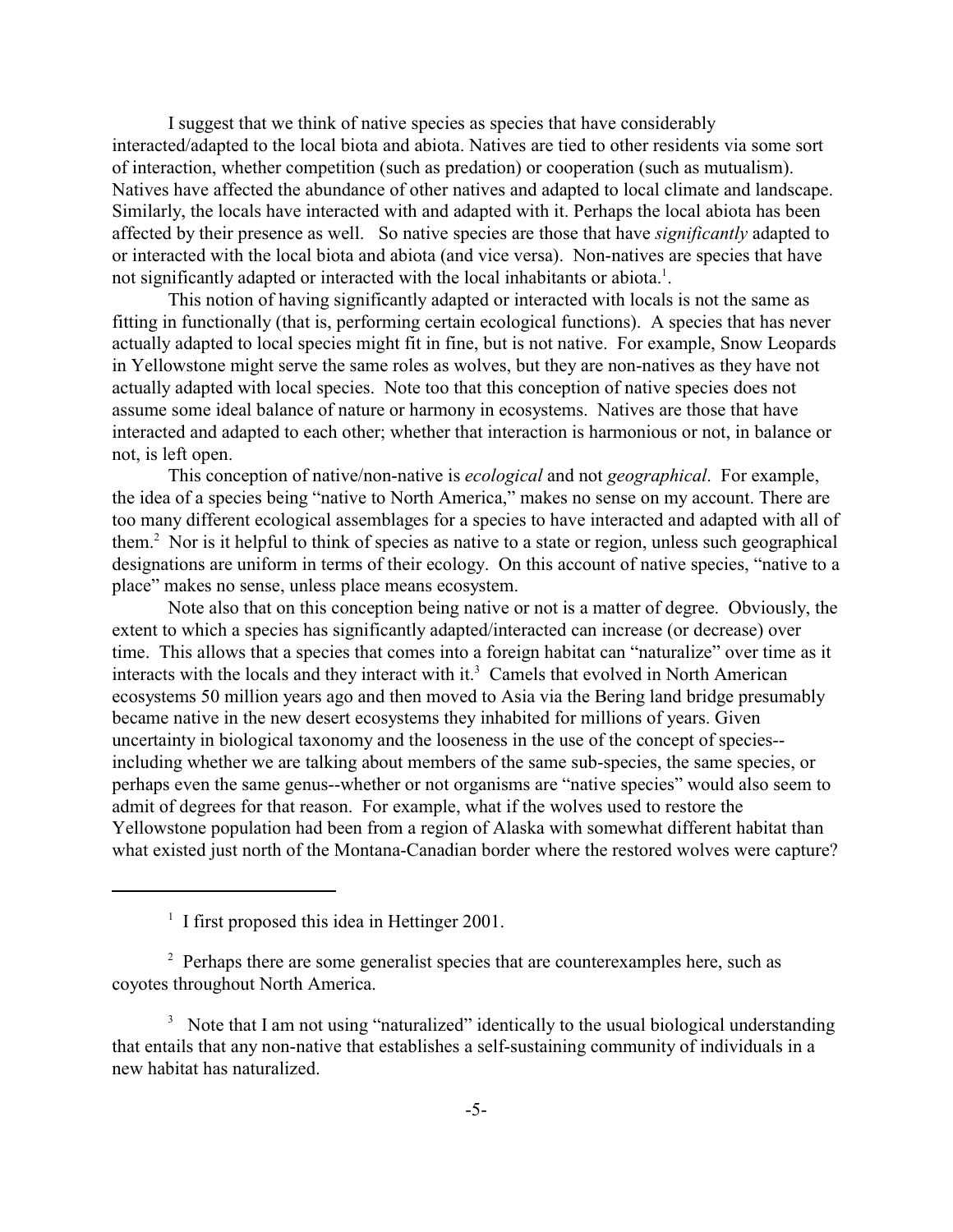I suggest that we think of native species as species that have considerably interacted/adapted to the local biota and abiota. Natives are tied to other residents via some sort of interaction, whether competition (such as predation) or cooperation (such as mutualism). Natives have affected the abundance of other natives and adapted to local climate and landscape. Similarly, the locals have interacted with and adapted with it. Perhaps the local abiota has been affected by their presence as well. So native species are those that have *significantly* adapted to or interacted with the local biota and abiota (and vice versa). Non-natives are species that have not significantly adapted or interacted with the local inhabitants or abiota.[1].

This notion of having significantly adapted or interacted with locals is not the same as fitting in functionally (that is, performing certain ecological functions). A species that has never actually adapted to local species might fit in fine, but is not native. For example, Snow Leopards in Yellowstone might serve the same roles as wolves, but they are non-natives as they have not actually adapted with local species. Note too that this conception of native species does not assume some ideal balance of nature or harmony in ecosystems. Natives are those that have interacted and adapted to each other; whether that interaction is harmonious or not, in balance or not, is left open.

This conception of native/non-native is *ecological* and not *geographical*. For example, the idea of a species being "native to North America," makes no sense on my account. There are too many different ecological assemblages for a species to have interacted and adapted with all of them.[2] Nor is it helpful to think of species as native to a state or region, unless such geographical designations are uniform in terms of their ecology. On this account of native species, "native to a place" makes no sense, unless place means ecosystem.

Note also that on this conception being native or not is a matter of degree. Obviously, the extent to which a species has significantly adapted/interacted can increase (or decrease) over time. This allows that a species that comes into a foreign habitat can "naturalize" over time as it interacts with the locals and they interact with it.[3] Camels that evolved in North American ecosystems 50 million years ago and then moved to Asia via the Bering land bridge presumably became native in the new desert ecosystems they inhabited for millions of years. Given uncertainty in biological taxonomy and the looseness in the use of the concept of species--including whether we are talking about members of the same sub-species, the same species, or perhaps even the same genus--whether or not organisms are "native species" would also seem to admit of degrees for that reason. For example, what if the wolves used to restore the Yellowstone population had been from a region of Alaska with somewhat different habitat than what existed just north of the Montana-Canadian border where the restored wolves were capture?

---

[1] I first proposed this idea in Hettinger 2001.

[2] Perhaps there are some generalist species that are counterexamples here, such as coyotes throughout North America.

[3] Note that I am not using "naturalized" identically to the usual biological understanding that entails that any non-native that establishes a self-sustaining community of individuals in a new habitat has naturalized.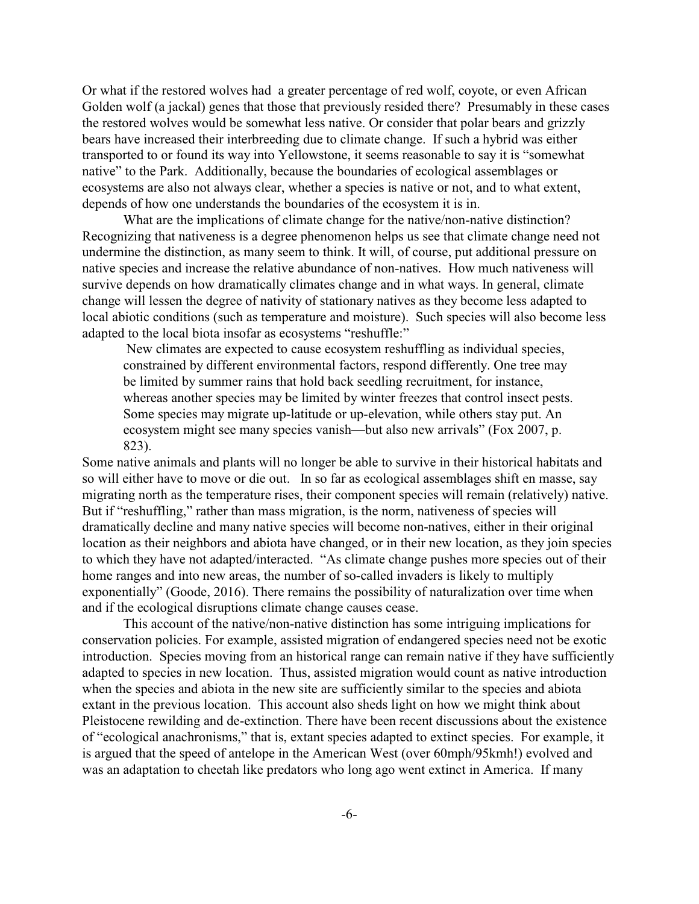Or what if the restored wolves had a greater percentage of red wolf, coyote, or even African Golden wolf (a jackal) genes that those that previously resided there? Presumably in these cases the restored wolves would be somewhat less native. Or consider that polar bears and grizzly bears have increased their interbreeding due to climate change. If such a hybrid was either transported to or found its way into Yellowstone, it seems reasonable to say it is "somewhat native" to the Park. Additionally, because the boundaries of ecological assemblages or ecosystems are also not always clear, whether a species is native or not, and to what extent, depends of how one understands the boundaries of the ecosystem it is in.

What are the implications of climate change for the native/non-native distinction? Recognizing that nativeness is a degree phenomenon helps us see that climate change need not undermine the distinction, as many seem to think. It will, of course, put additional pressure on native species and increase the relative abundance of non-natives. How much nativeness will survive depends on how dramatically climates change and in what ways. In general, climate change will lessen the degree of nativity of stationary natives as they become less adapted to local abiotic conditions (such as temperature and moisture). Such species will also become less adapted to the local biota insofar as ecosystems "reshuffle:"

> New climates are expected to cause ecosystem reshuffling as individual species, constrained by different environmental factors, respond differently. One tree may be limited by summer rains that hold back seedling recruitment, for instance, whereas another species may be limited by winter freezes that control insect pests. Some species may migrate up-latitude or up-elevation, while others stay put. An ecosystem might see many species vanish—but also new arrivals" (Fox 2007, p. 823).

Some native animals and plants will no longer be able to survive in their historical habitats and so will either have to move or die out. In so far as ecological assemblages shift en masse, say migrating north as the temperature rises, their component species will remain (relatively) native. But if "reshuffling," rather than mass migration, is the norm, nativeness of species will dramatically decline and many native species will become non-natives, either in their original location as their neighbors and abiota have changed, or in their new location, as they join species to which they have not adapted/interacted. "As climate change pushes more species out of their home ranges and into new areas, the number of so-called invaders is likely to multiply exponentially" (Goode, 2016). There remains the possibility of naturalization over time when and if the ecological disruptions climate change causes cease.

This account of the native/non-native distinction has some intriguing implications for conservation policies. For example, assisted migration of endangered species need not be exotic introduction. Species moving from an historical range can remain native if they have sufficiently adapted to species in new location. Thus, assisted migration would count as native introduction when the species and abiota in the new site are sufficiently similar to the species and abiota extant in the previous location. This account also sheds light on how we might think about Pleistocene rewilding and de-extinction. There have been recent discussions about the existence of "ecological anachronisms," that is, extant species adapted to extinct species. For example, it is argued that the speed of antelope in the American West (over 60mph/95kmh!) evolved and was an adaptation to cheetah like predators who long ago went extinct in America. If many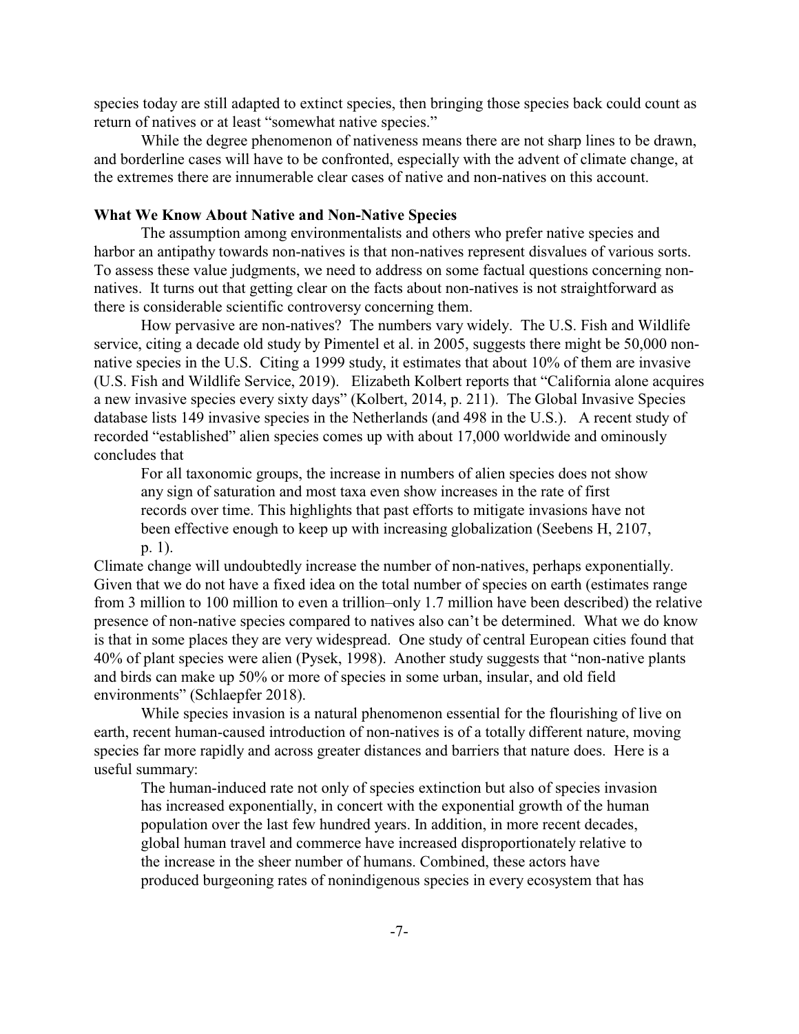species today are still adapted to extinct species, then bringing those species back could count as return of natives or at least "somewhat native species."

While the degree phenomenon of nativeness means there are not sharp lines to be drawn, and borderline cases will have to be confronted, especially with the advent of climate change, at the extremes there are innumerable clear cases of native and non-natives on this account.

**What We Know About Native and Non-Native Species**

The assumption among environmentalists and others who prefer native species and harbor an antipathy towards non-natives is that non-natives represent disvalues of various sorts. To assess these value judgments, we need to address on some factual questions concerning non-natives. It turns out that getting clear on the facts about non-natives is not straightforward as there is considerable scientific controversy concerning them.

How pervasive are non-natives? The numbers vary widely. The U.S. Fish and Wildlife service, citing a decade old study by Pimentel et al. in 2005, suggests there might be 50,000 non-native species in the U.S. Citing a 1999 study, it estimates that about 10% of them are invasive (U.S. Fish and Wildlife Service, 2019). Elizabeth Kolbert reports that "California alone acquires a new invasive species every sixty days" (Kolbert, 2014, p. 211). The Global Invasive Species database lists 149 invasive species in the Netherlands (and 498 in the U.S.). A recent study of recorded "established" alien species comes up with about 17,000 worldwide and ominously concludes that

> For all taxonomic groups, the increase in numbers of alien species does not show any sign of saturation and most taxa even show increases in the rate of first records over time. This highlights that past efforts to mitigate invasions have not been effective enough to keep up with increasing globalization (Seebens H, 2107, p. 1).

Climate change will undoubtedly increase the number of non-natives, perhaps exponentially. Given that we do not have a fixed idea on the total number of species on earth (estimates range from 3 million to 100 million to even a trillion–only 1.7 million have been described) the relative presence of non-native species compared to natives also can't be determined. What we do know is that in some places they are very widespread. One study of central European cities found that 40% of plant species were alien (Pysek, 1998). Another study suggests that "non-native plants and birds can make up 50% or more of species in some urban, insular, and old field environments" (Schlaepfer 2018).

While species invasion is a natural phenomenon essential for the flourishing of live on earth, recent human-caused introduction of non-natives is of a totally different nature, moving species far more rapidly and across greater distances and barriers that nature does. Here is a useful summary:

> The human-induced rate not only of species extinction but also of species invasion has increased exponentially, in concert with the exponential growth of the human population over the last few hundred years. In addition, in more recent decades, global human travel and commerce have increased disproportionately relative to the increase in the sheer number of humans. Combined, these actors have produced burgeoning rates of nonindigenous species in every ecosystem that has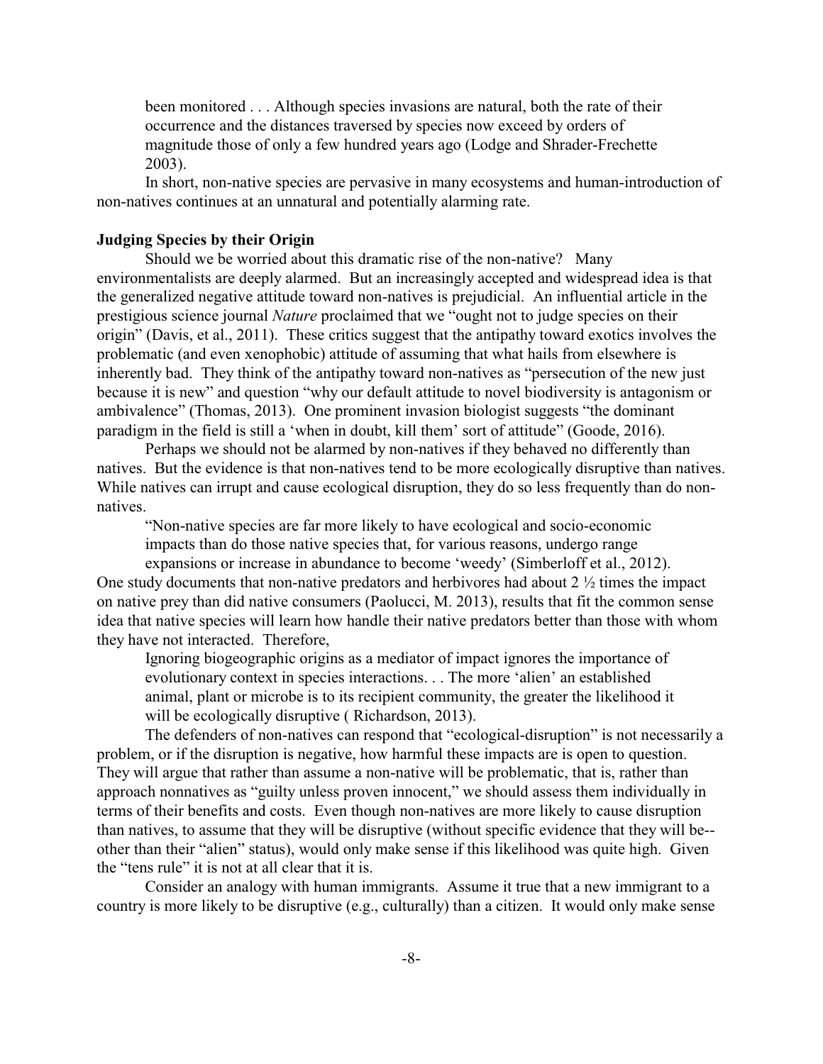> been monitored . . . Although species invasions are natural, both the rate of their occurrence and the distances traversed by species now exceed by orders of magnitude those of only a few hundred years ago (Lodge and Shrader-Frechette 2003).

In short, non-native species are pervasive in many ecosystems and human-introduction of non-natives continues at an unnatural and potentially alarming rate.

**Judging Species by their Origin**

Should we be worried about this dramatic rise of the non-native? Many environmentalists are deeply alarmed. But an increasingly accepted and widespread idea is that the generalized negative attitude toward non-natives is prejudicial. An influential article in the prestigious science journal *Nature* proclaimed that we "ought not to judge species on their origin" (Davis, et al., 2011). These critics suggest that the antipathy toward exotics involves the problematic (and even xenophobic) attitude of assuming that what hails from elsewhere is inherently bad. They think of the antipathy toward non-natives as "persecution of the new just because it is new" and question "why our default attitude to novel biodiversity is antagonism or ambivalence" (Thomas, 2013). One prominent invasion biologist suggests "the dominant paradigm in the field is still a 'when in doubt, kill them' sort of attitude" (Goode, 2016).

Perhaps we should not be alarmed by non-natives if they behaved no differently than natives. But the evidence is that non-natives tend to be more ecologically disruptive than natives. While natives can irrupt and cause ecological disruption, they do so less frequently than do non-natives.

> "Non-native species are far more likely to have ecological and socio-economic impacts than do those native species that, for various reasons, undergo range expansions or increase in abundance to become 'weedy' (Simberloff et al., 2012).

One study documents that non-native predators and herbivores had about 2 ½ times the impact on native prey than did native consumers (Paolucci, M. 2013), results that fit the common sense idea that native species will learn how handle their native predators better than those with whom they have not interacted. Therefore,

> Ignoring biogeographic origins as a mediator of impact ignores the importance of evolutionary context in species interactions. . . The more 'alien' an established animal, plant or microbe is to its recipient community, the greater the likelihood it will be ecologically disruptive ( Richardson, 2013).

The defenders of non-natives can respond that "ecological-disruption" is not necessarily a problem, or if the disruption is negative, how harmful these impacts are is open to question. They will argue that rather than assume a non-native will be problematic, that is, rather than approach nonnatives as "guilty unless proven innocent," we should assess them individually in terms of their benefits and costs. Even though non-natives are more likely to cause disruption than natives, to assume that they will be disruptive (without specific evidence that they will be--other than their "alien" status), would only make sense if this likelihood was quite high. Given the "tens rule" it is not at all clear that it is.

Consider an analogy with human immigrants. Assume it true that a new immigrant to a country is more likely to be disruptive (e.g., culturally) than a citizen. It would only make sense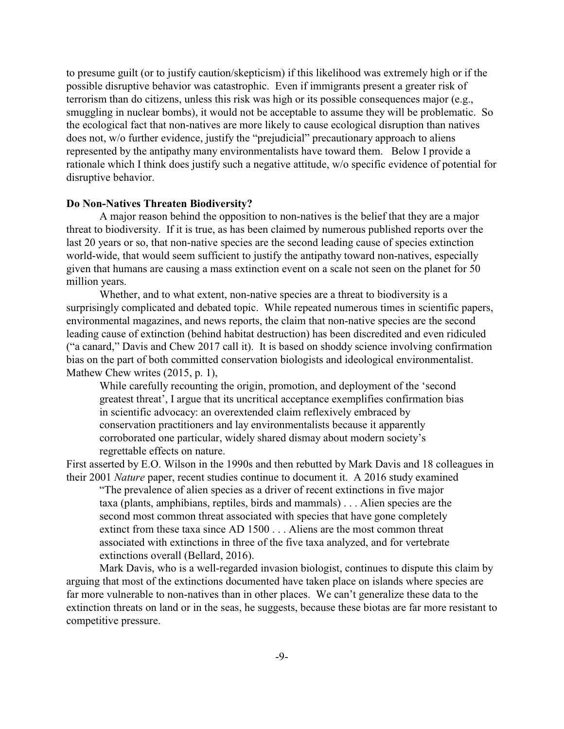to presume guilt (or to justify caution/skepticism) if this likelihood was extremely high or if the possible disruptive behavior was catastrophic. Even if immigrants present a greater risk of terrorism than do citizens, unless this risk was high or its possible consequences major (e.g., smuggling in nuclear bombs), it would not be acceptable to assume they will be problematic. So the ecological fact that non-natives are more likely to cause ecological disruption than natives does not, w/o further evidence, justify the "prejudicial" precautionary approach to aliens represented by the antipathy many environmentalists have toward them. Below I provide a rationale which I think does justify such a negative attitude, w/o specific evidence of potential for disruptive behavior.

**Do Non-Natives Threaten Biodiversity?**

A major reason behind the opposition to non-natives is the belief that they are a major threat to biodiversity. If it is true, as has been claimed by numerous published reports over the last 20 years or so, that non-native species are the second leading cause of species extinction world-wide, that would seem sufficient to justify the antipathy toward non-natives, especially given that humans are causing a mass extinction event on a scale not seen on the planet for 50 million years.

Whether, and to what extent, non-native species are a threat to biodiversity is a surprisingly complicated and debated topic. While repeated numerous times in scientific papers, environmental magazines, and news reports, the claim that non-native species are the second leading cause of extinction (behind habitat destruction) has been discredited and even ridiculed ("a canard," Davis and Chew 2017 call it). It is based on shoddy science involving confirmation bias on the part of both committed conservation biologists and ideological environmentalist. Mathew Chew writes (2015, p. 1),

> While carefully recounting the origin, promotion, and deployment of the 'second greatest threat', I argue that its uncritical acceptance exemplifies confirmation bias in scientific advocacy: an overextended claim reflexively embraced by conservation practitioners and lay environmentalists because it apparently corroborated one particular, widely shared dismay about modern society's regrettable effects on nature.

First asserted by E.O. Wilson in the 1990s and then rebutted by Mark Davis and 18 colleagues in their 2001 *Nature* paper, recent studies continue to document it. A 2016 study examined

> "The prevalence of alien species as a driver of recent extinctions in five major taxa (plants, amphibians, reptiles, birds and mammals) . . . Alien species are the second most common threat associated with species that have gone completely extinct from these taxa since AD 1500 . . . Aliens are the most common threat associated with extinctions in three of the five taxa analyzed, and for vertebrate extinctions overall (Bellard, 2016).

Mark Davis, who is a well-regarded invasion biologist, continues to dispute this claim by arguing that most of the extinctions documented have taken place on islands where species are far more vulnerable to non-natives than in other places. We can't generalize these data to the extinction threats on land or in the seas, he suggests, because these biotas are far more resistant to competitive pressure.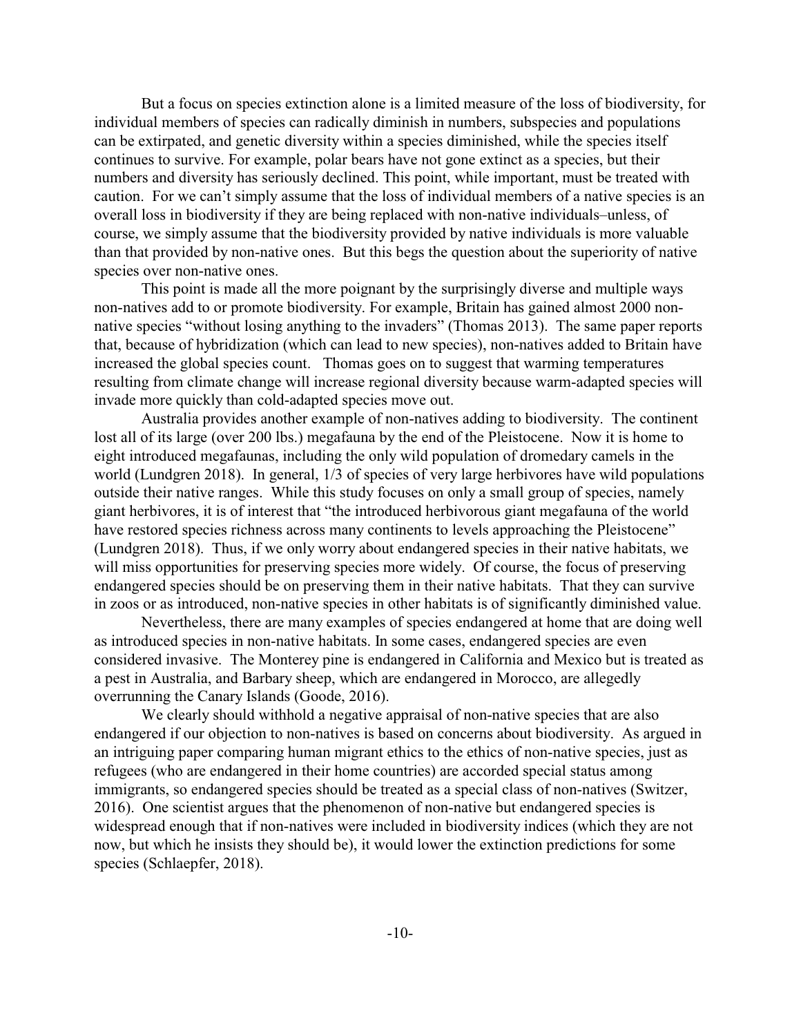But a focus on species extinction alone is a limited measure of the loss of biodiversity, for individual members of species can radically diminish in numbers, subspecies and populations can be extirpated, and genetic diversity within a species diminished, while the species itself continues to survive. For example, polar bears have not gone extinct as a species, but their numbers and diversity has seriously declined. This point, while important, must be treated with caution. For we can't simply assume that the loss of individual members of a native species is an overall loss in biodiversity if they are being replaced with non-native individuals–unless, of course, we simply assume that the biodiversity provided by native individuals is more valuable than that provided by non-native ones. But this begs the question about the superiority of native species over non-native ones.

This point is made all the more poignant by the surprisingly diverse and multiple ways non-natives add to or promote biodiversity. For example, Britain has gained almost 2000 non-native species "without losing anything to the invaders" (Thomas 2013). The same paper reports that, because of hybridization (which can lead to new species), non-natives added to Britain have increased the global species count. Thomas goes on to suggest that warming temperatures resulting from climate change will increase regional diversity because warm-adapted species will invade more quickly than cold-adapted species move out.

Australia provides another example of non-natives adding to biodiversity. The continent lost all of its large (over 200 lbs.) megafauna by the end of the Pleistocene. Now it is home to eight introduced megafaunas, including the only wild population of dromedary camels in the world (Lundgren 2018). In general, 1/3 of species of very large herbivores have wild populations outside their native ranges. While this study focuses on only a small group of species, namely giant herbivores, it is of interest that "the introduced herbivorous giant megafauna of the world have restored species richness across many continents to levels approaching the Pleistocene" (Lundgren 2018). Thus, if we only worry about endangered species in their native habitats, we will miss opportunities for preserving species more widely. Of course, the focus of preserving endangered species should be on preserving them in their native habitats. That they can survive in zoos or as introduced, non-native species in other habitats is of significantly diminished value.

Nevertheless, there are many examples of species endangered at home that are doing well as introduced species in non-native habitats. In some cases, endangered species are even considered invasive. The Monterey pine is endangered in California and Mexico but is treated as a pest in Australia, and Barbary sheep, which are endangered in Morocco, are allegedly overrunning the Canary Islands (Goode, 2016).

We clearly should withhold a negative appraisal of non-native species that are also endangered if our objection to non-natives is based on concerns about biodiversity. As argued in an intriguing paper comparing human migrant ethics to the ethics of non-native species, just as refugees (who are endangered in their home countries) are accorded special status among immigrants, so endangered species should be treated as a special class of non-natives (Switzer, 2016). One scientist argues that the phenomenon of non-native but endangered species is widespread enough that if non-natives were included in biodiversity indices (which they are not now, but which he insists they should be), it would lower the extinction predictions for some species (Schlaepfer, 2018).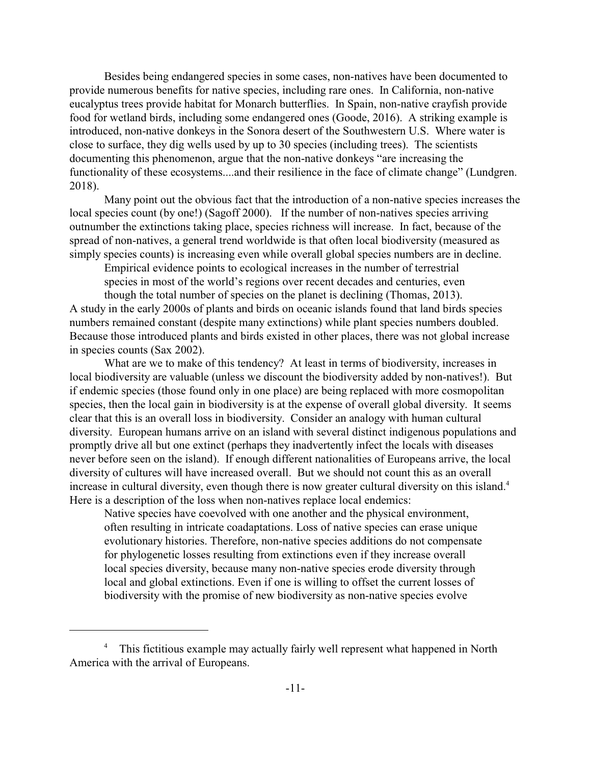Besides being endangered species in some cases, non-natives have been documented to provide numerous benefits for native species, including rare ones. In California, non-native eucalyptus trees provide habitat for Monarch butterflies. In Spain, non-native crayfish provide food for wetland birds, including some endangered ones (Goode, 2016). A striking example is introduced, non-native donkeys in the Sonora desert of the Southwestern U.S. Where water is close to surface, they dig wells used by up to 30 species (including trees). The scientists documenting this phenomenon, argue that the non-native donkeys "are increasing the functionality of these ecosystems....and their resilience in the face of climate change" (Lundgren. 2018).

Many point out the obvious fact that the introduction of a non-native species increases the local species count (by one!) (Sagoff 2000). If the number of non-natives species arriving outnumber the extinctions taking place, species richness will increase. In fact, because of the spread of non-natives, a general trend worldwide is that often local biodiversity (measured as simply species counts) is increasing even while overall global species numbers are in decline.

> Empirical evidence points to ecological increases in the number of terrestrial species in most of the world's regions over recent decades and centuries, even though the total number of species on the planet is declining (Thomas, 2013).

A study in the early 2000s of plants and birds on oceanic islands found that land birds species numbers remained constant (despite many extinctions) while plant species numbers doubled. Because those introduced plants and birds existed in other places, there was not global increase in species counts (Sax 2002).

What are we to make of this tendency? At least in terms of biodiversity, increases in local biodiversity are valuable (unless we discount the biodiversity added by non-natives!). But if endemic species (those found only in one place) are being replaced with more cosmopolitan species, then the local gain in biodiversity is at the expense of overall global diversity. It seems clear that this is an overall loss in biodiversity. Consider an analogy with human cultural diversity. European humans arrive on an island with several distinct indigenous populations and promptly drive all but one extinct (perhaps they inadvertently infect the locals with diseases never before seen on the island). If enough different nationalities of Europeans arrive, the local diversity of cultures will have increased overall. But we should not count this as an overall increase in cultural diversity, even though there is now greater cultural diversity on this island.[4] Here is a description of the loss when non-natives replace local endemics:

> Native species have coevolved with one another and the physical environment, often resulting in intricate coadaptations. Loss of native species can erase unique evolutionary histories. Therefore, non-native species additions do not compensate for phylogenetic losses resulting from extinctions even if they increase overall local species diversity, because many non-native species erode diversity through local and global extinctions. Even if one is willing to offset the current losses of biodiversity with the promise of new biodiversity as non-native species evolve

[4] This fictitious example may actually fairly well represent what happened in North America with the arrival of Europeans.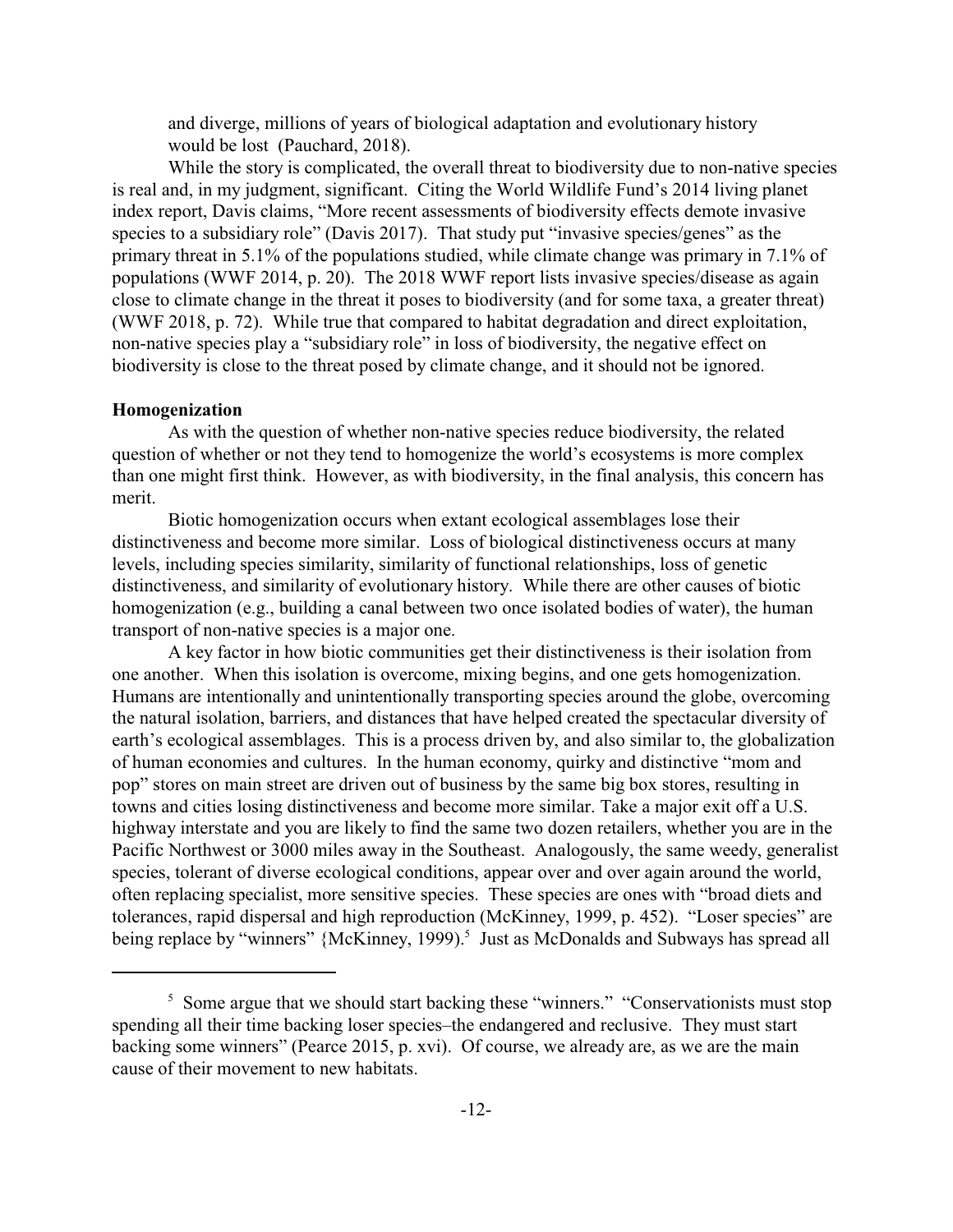and diverge, millions of years of biological adaptation and evolutionary history would be lost (Pauchard, 2018).

While the story is complicated, the overall threat to biodiversity due to non-native species is real and, in my judgment, significant. Citing the World Wildlife Fund's 2014 living planet index report, Davis claims, "More recent assessments of biodiversity effects demote invasive species to a subsidiary role" (Davis 2017). That study put "invasive species/genes" as the primary threat in 5.1% of the populations studied, while climate change was primary in 7.1% of populations (WWF 2014, p. 20). The 2018 WWF report lists invasive species/disease as again close to climate change in the threat it poses to biodiversity (and for some taxa, a greater threat) (WWF 2018, p. 72). While true that compared to habitat degradation and direct exploitation, non-native species play a "subsidiary role" in loss of biodiversity, the negative effect on biodiversity is close to the threat posed by climate change, and it should not be ignored.

**Homogenization**

As with the question of whether non-native species reduce biodiversity, the related question of whether or not they tend to homogenize the world's ecosystems is more complex than one might first think. However, as with biodiversity, in the final analysis, this concern has merit.

Biotic homogenization occurs when extant ecological assemblages lose their distinctiveness and become more similar. Loss of biological distinctiveness occurs at many levels, including species similarity, similarity of functional relationships, loss of genetic distinctiveness, and similarity of evolutionary history. While there are other causes of biotic homogenization (e.g., building a canal between two once isolated bodies of water), the human transport of non-native species is a major one.

A key factor in how biotic communities get their distinctiveness is their isolation from one another. When this isolation is overcome, mixing begins, and one gets homogenization. Humans are intentionally and unintentionally transporting species around the globe, overcoming the natural isolation, barriers, and distances that have helped created the spectacular diversity of earth's ecological assemblages. This is a process driven by, and also similar to, the globalization of human economies and cultures. In the human economy, quirky and distinctive "mom and pop" stores on main street are driven out of business by the same big box stores, resulting in towns and cities losing distinctiveness and become more similar. Take a major exit off a U.S. highway interstate and you are likely to find the same two dozen retailers, whether you are in the Pacific Northwest or 3000 miles away in the Southeast. Analogously, the same weedy, generalist species, tolerant of diverse ecological conditions, appear over and over again around the world, often replacing specialist, more sensitive species. These species are ones with "broad diets and tolerances, rapid dispersal and high reproduction (McKinney, 1999, p. 452). "Loser species" are being replace by "winners" {McKinney, 1999).[5] Just as McDonalds and Subways has spread all

---

[5] Some argue that we should start backing these "winners." "Conservationists must stop spending all their time backing loser species–the endangered and reclusive. They must start backing some winners" (Pearce 2015, p. xvi). Of course, we already are, as we are the main cause of their movement to new habitats.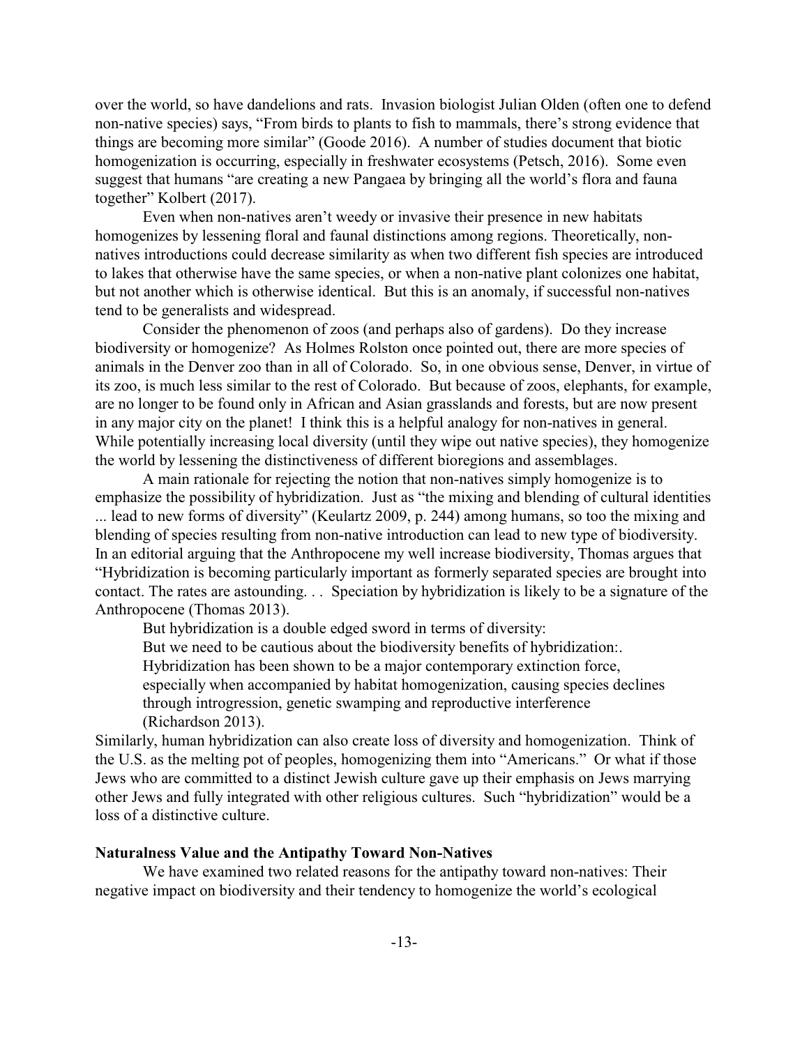over the world, so have dandelions and rats. Invasion biologist Julian Olden (often one to defend non-native species) says, "From birds to plants to fish to mammals, there's strong evidence that things are becoming more similar" (Goode 2016). A number of studies document that biotic homogenization is occurring, especially in freshwater ecosystems (Petsch, 2016). Some even suggest that humans "are creating a new Pangaea by bringing all the world's flora and fauna together" Kolbert (2017).

Even when non-natives aren't weedy or invasive their presence in new habitats homogenizes by lessening floral and faunal distinctions among regions. Theoretically, non-natives introductions could decrease similarity as when two different fish species are introduced to lakes that otherwise have the same species, or when a non-native plant colonizes one habitat, but not another which is otherwise identical. But this is an anomaly, if successful non-natives tend to be generalists and widespread.

Consider the phenomenon of zoos (and perhaps also of gardens). Do they increase biodiversity or homogenize? As Holmes Rolston once pointed out, there are more species of animals in the Denver zoo than in all of Colorado. So, in one obvious sense, Denver, in virtue of its zoo, is much less similar to the rest of Colorado. But because of zoos, elephants, for example, are no longer to be found only in African and Asian grasslands and forests, but are now present in any major city on the planet! I think this is a helpful analogy for non-natives in general. While potentially increasing local diversity (until they wipe out native species), they homogenize the world by lessening the distinctiveness of different bioregions and assemblages.

A main rationale for rejecting the notion that non-natives simply homogenize is to emphasize the possibility of hybridization. Just as "the mixing and blending of cultural identities ... lead to new forms of diversity" (Keulartz 2009, p. 244) among humans, so too the mixing and blending of species resulting from non-native introduction can lead to new type of biodiversity. In an editorial arguing that the Anthropocene my well increase biodiversity, Thomas argues that "Hybridization is becoming particularly important as formerly separated species are brought into contact. The rates are astounding. . . Speciation by hybridization is likely to be a signature of the Anthropocene (Thomas 2013).

But hybridization is a double edged sword in terms of diversity:

> But we need to be cautious about the biodiversity benefits of hybridization:. Hybridization has been shown to be a major contemporary extinction force, especially when accompanied by habitat homogenization, causing species declines through introgression, genetic swamping and reproductive interference (Richardson 2013).

Similarly, human hybridization can also create loss of diversity and homogenization. Think of the U.S. as the melting pot of peoples, homogenizing them into "Americans." Or what if those Jews who are committed to a distinct Jewish culture gave up their emphasis on Jews marrying other Jews and fully integrated with other religious cultures. Such "hybridization" would be a loss of a distinctive culture.

**Naturalness Value and the Antipathy Toward Non-Natives**

We have examined two related reasons for the antipathy toward non-natives: Their negative impact on biodiversity and their tendency to homogenize the world's ecological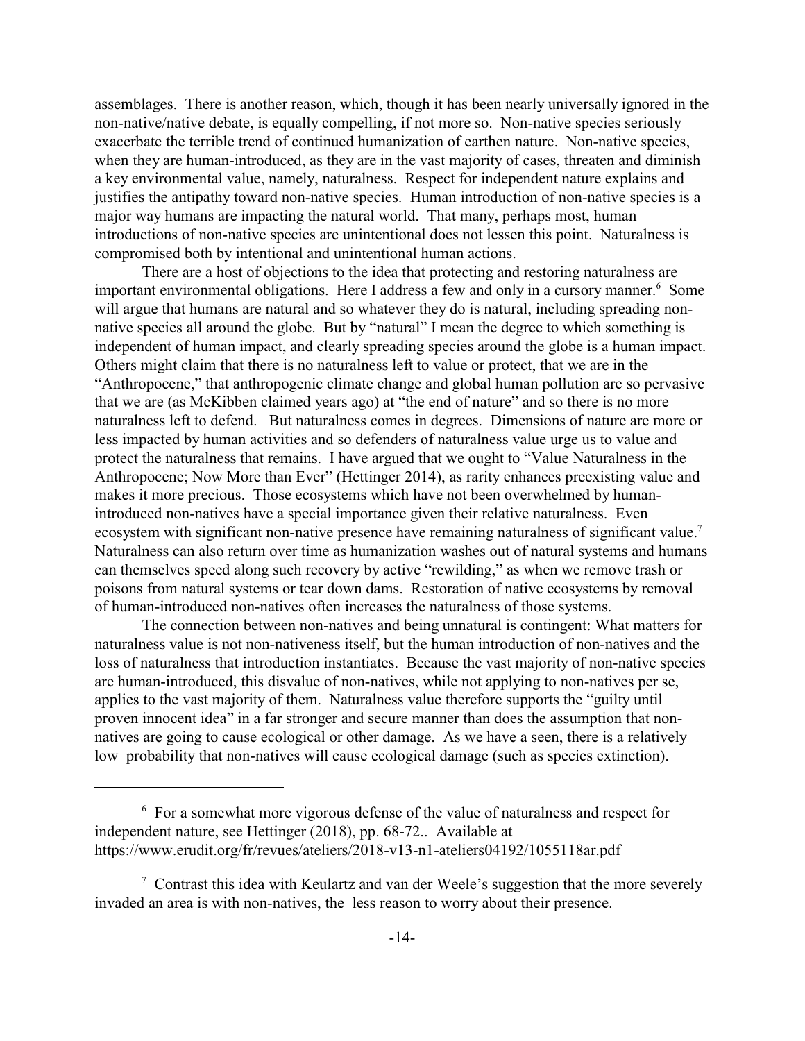assemblages. There is another reason, which, though it has been nearly universally ignored in the non-native/native debate, is equally compelling, if not more so. Non-native species seriously exacerbate the terrible trend of continued humanization of earthen nature. Non-native species, when they are human-introduced, as they are in the vast majority of cases, threaten and diminish a key environmental value, namely, naturalness. Respect for independent nature explains and justifies the antipathy toward non-native species. Human introduction of non-native species is a major way humans are impacting the natural world. That many, perhaps most, human introductions of non-native species are unintentional does not lessen this point. Naturalness is compromised both by intentional and unintentional human actions.

There are a host of objections to the idea that protecting and restoring naturalness are important environmental obligations. Here I address a few and only in a cursory manner.[6] Some will argue that humans are natural and so whatever they do is natural, including spreading non-native species all around the globe. But by "natural" I mean the degree to which something is independent of human impact, and clearly spreading species around the globe is a human impact. Others might claim that there is no naturalness left to value or protect, that we are in the "Anthropocene," that anthropogenic climate change and global human pollution are so pervasive that we are (as McKibben claimed years ago) at "the end of nature" and so there is no more naturalness left to defend. But naturalness comes in degrees. Dimensions of nature are more or less impacted by human activities and so defenders of naturalness value urge us to value and protect the naturalness that remains. I have argued that we ought to "Value Naturalness in the Anthropocene; Now More than Ever" (Hettinger 2014), as rarity enhances preexisting value and makes it more precious. Those ecosystems which have not been overwhelmed by human-introduced non-natives have a special importance given their relative naturalness. Even ecosystem with significant non-native presence have remaining naturalness of significant value.[7] Naturalness can also return over time as humanization washes out of natural systems and humans can themselves speed along such recovery by active "rewilding," as when we remove trash or poisons from natural systems or tear down dams. Restoration of native ecosystems by removal of human-introduced non-natives often increases the naturalness of those systems.

The connection between non-natives and being unnatural is contingent: What matters for naturalness value is not non-nativeness itself, but the human introduction of non-natives and the loss of naturalness that introduction instantiates. Because the vast majority of non-native species are human-introduced, this disvalue of non-natives, while not applying to non-natives per se, applies to the vast majority of them. Naturalness value therefore supports the "guilty until proven innocent idea" in a far stronger and secure manner than does the assumption that non-natives are going to cause ecological or other damage. As we have a seen, there is a relatively low probability that non-natives will cause ecological damage (such as species extinction).

---

[6] For a somewhat more vigorous defense of the value of naturalness and respect for independent nature, see Hettinger (2018), pp. 68-72.. Available at https://www.erudit.org/fr/revues/ateliers/2018-v13-n1-ateliers04192/1055118ar.pdf

[7] Contrast this idea with Keulartz and van der Weele's suggestion that the more severely invaded an area is with non-natives, the less reason to worry about their presence.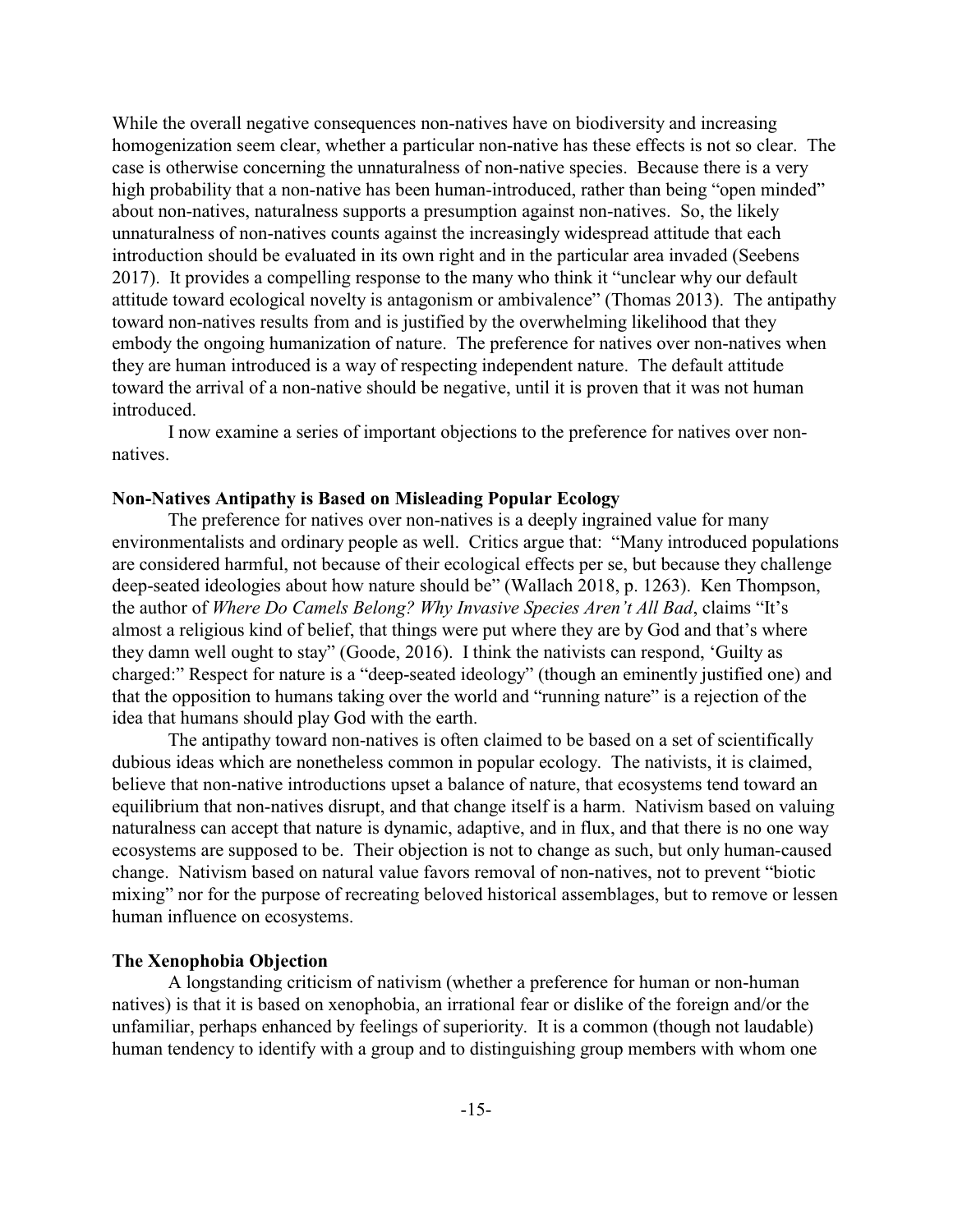While the overall negative consequences non-natives have on biodiversity and increasing homogenization seem clear, whether a particular non-native has these effects is not so clear. The case is otherwise concerning the unnaturalness of non-native species. Because there is a very high probability that a non-native has been human-introduced, rather than being "open minded" about non-natives, naturalness supports a presumption against non-natives. So, the likely unnaturalness of non-natives counts against the increasingly widespread attitude that each introduction should be evaluated in its own right and in the particular area invaded (Seebens 2017). It provides a compelling response to the many who think it "unclear why our default attitude toward ecological novelty is antagonism or ambivalence" (Thomas 2013). The antipathy toward non-natives results from and is justified by the overwhelming likelihood that they embody the ongoing humanization of nature. The preference for natives over non-natives when they are human introduced is a way of respecting independent nature. The default attitude toward the arrival of a non-native should be negative, until it is proven that it was not human introduced.

I now examine a series of important objections to the preference for natives over non-natives.

### Non-Natives Antipathy is Based on Misleading Popular Ecology

The preference for natives over non-natives is a deeply ingrained value for many environmentalists and ordinary people as well. Critics argue that: "Many introduced populations are considered harmful, not because of their ecological effects per se, but because they challenge deep-seated ideologies about how nature should be" (Wallach 2018, p. 1263). Ken Thompson, the author of *Where Do Camels Belong? Why Invasive Species Aren't All Bad*, claims "It's almost a religious kind of belief, that things were put where they are by God and that's where they damn well ought to stay" (Goode, 2016). I think the nativists can respond, 'Guilty as charged:" Respect for nature is a "deep-seated ideology" (though an eminently justified one) and that the opposition to humans taking over the world and "running nature" is a rejection of the idea that humans should play God with the earth.

The antipathy toward non-natives is often claimed to be based on a set of scientifically dubious ideas which are nonetheless common in popular ecology. The nativists, it is claimed, believe that non-native introductions upset a balance of nature, that ecosystems tend toward an equilibrium that non-natives disrupt, and that change itself is a harm. Nativism based on valuing naturalness can accept that nature is dynamic, adaptive, and in flux, and that there is no one way ecosystems are supposed to be. Their objection is not to change as such, but only human-caused change. Nativism based on natural value favors removal of non-natives, not to prevent "biotic mixing" nor for the purpose of recreating beloved historical assemblages, but to remove or lessen human influence on ecosystems.

### The Xenophobia Objection

A longstanding criticism of nativism (whether a preference for human or non-human natives) is that it is based on xenophobia, an irrational fear or dislike of the foreign and/or the unfamiliar, perhaps enhanced by feelings of superiority. It is a common (though not laudable) human tendency to identify with a group and to distinguishing group members with whom one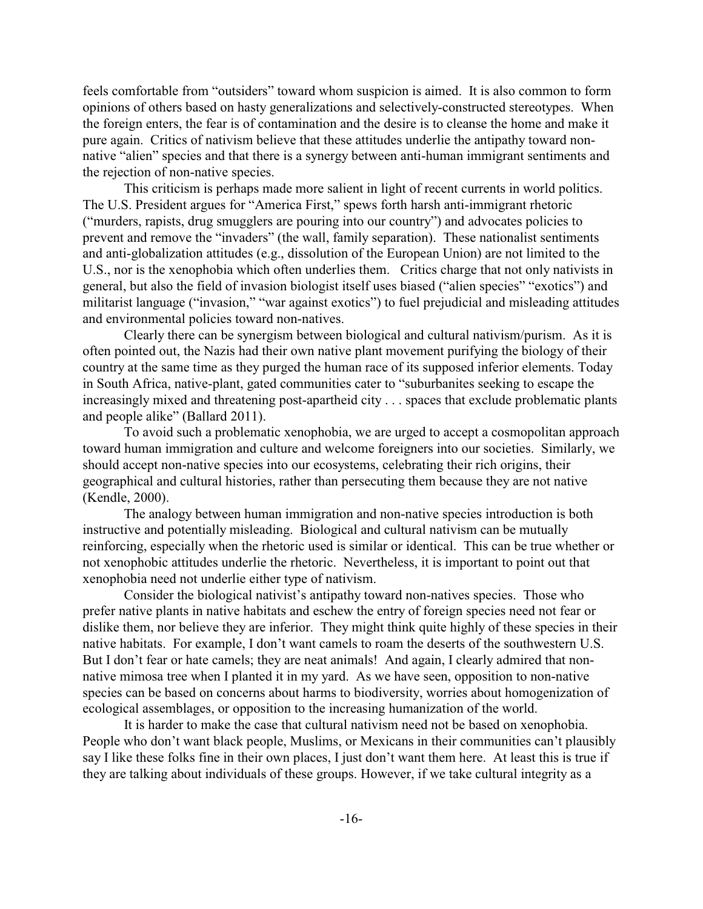feels comfortable from "outsiders" toward whom suspicion is aimed. It is also common to form opinions of others based on hasty generalizations and selectively-constructed stereotypes. When the foreign enters, the fear is of contamination and the desire is to cleanse the home and make it pure again. Critics of nativism believe that these attitudes underlie the antipathy toward non-native "alien" species and that there is a synergy between anti-human immigrant sentiments and the rejection of non-native species.

This criticism is perhaps made more salient in light of recent currents in world politics. The U.S. President argues for "America First," spews forth harsh anti-immigrant rhetoric ("murders, rapists, drug smugglers are pouring into our country") and advocates policies to prevent and remove the "invaders" (the wall, family separation). These nationalist sentiments and anti-globalization attitudes (e.g., dissolution of the European Union) are not limited to the U.S., nor is the xenophobia which often underlies them. Critics charge that not only nativists in general, but also the field of invasion biologist itself uses biased ("alien species" "exotics") and militarist language ("invasion," "war against exotics") to fuel prejudicial and misleading attitudes and environmental policies toward non-natives.

Clearly there can be synergism between biological and cultural nativism/purism. As it is often pointed out, the Nazis had their own native plant movement purifying the biology of their country at the same time as they purged the human race of its supposed inferior elements. Today in South Africa, native-plant, gated communities cater to "suburbanites seeking to escape the increasingly mixed and threatening post-apartheid city . . . spaces that exclude problematic plants and people alike" (Ballard 2011).

To avoid such a problematic xenophobia, we are urged to accept a cosmopolitan approach toward human immigration and culture and welcome foreigners into our societies. Similarly, we should accept non-native species into our ecosystems, celebrating their rich origins, their geographical and cultural histories, rather than persecuting them because they are not native (Kendle, 2000).

The analogy between human immigration and non-native species introduction is both instructive and potentially misleading. Biological and cultural nativism can be mutually reinforcing, especially when the rhetoric used is similar or identical. This can be true whether or not xenophobic attitudes underlie the rhetoric. Nevertheless, it is important to point out that xenophobia need not underlie either type of nativism.

Consider the biological nativist's antipathy toward non-natives species. Those who prefer native plants in native habitats and eschew the entry of foreign species need not fear or dislike them, nor believe they are inferior. They might think quite highly of these species in their native habitats. For example, I don't want camels to roam the deserts of the southwestern U.S. But I don't fear or hate camels; they are neat animals! And again, I clearly admired that non-native mimosa tree when I planted it in my yard. As we have seen, opposition to non-native species can be based on concerns about harms to biodiversity, worries about homogenization of ecological assemblages, or opposition to the increasing humanization of the world.

It is harder to make the case that cultural nativism need not be based on xenophobia. People who don't want black people, Muslims, or Mexicans in their communities can't plausibly say I like these folks fine in their own places, I just don't want them here. At least this is true if they are talking about individuals of these groups. However, if we take cultural integrity as a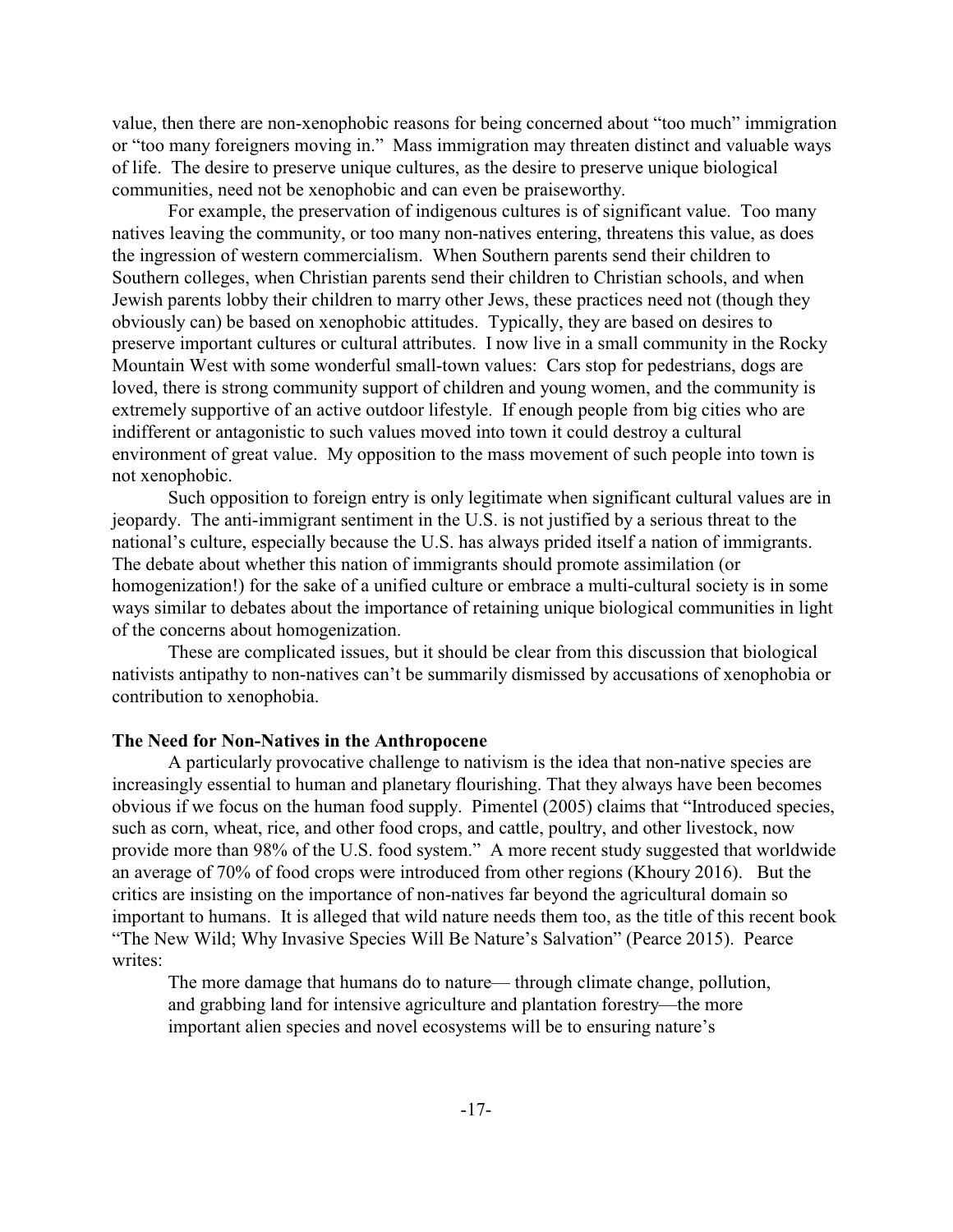value, then there are non-xenophobic reasons for being concerned about "too much" immigration or "too many foreigners moving in." Mass immigration may threaten distinct and valuable ways of life. The desire to preserve unique cultures, as the desire to preserve unique biological communities, need not be xenophobic and can even be praiseworthy.

For example, the preservation of indigenous cultures is of significant value. Too many natives leaving the community, or too many non-natives entering, threatens this value, as does the ingression of western commercialism. When Southern parents send their children to Southern colleges, when Christian parents send their children to Christian schools, and when Jewish parents lobby their children to marry other Jews, these practices need not (though they obviously can) be based on xenophobic attitudes. Typically, they are based on desires to preserve important cultures or cultural attributes. I now live in a small community in the Rocky Mountain West with some wonderful small-town values: Cars stop for pedestrians, dogs are loved, there is strong community support of children and young women, and the community is extremely supportive of an active outdoor lifestyle. If enough people from big cities who are indifferent or antagonistic to such values moved into town it could destroy a cultural environment of great value. My opposition to the mass movement of such people into town is not xenophobic.

Such opposition to foreign entry is only legitimate when significant cultural values are in jeopardy. The anti-immigrant sentiment in the U.S. is not justified by a serious threat to the national's culture, especially because the U.S. has always prided itself a nation of immigrants. The debate about whether this nation of immigrants should promote assimilation (or homogenization!) for the sake of a unified culture or embrace a multi-cultural society is in some ways similar to debates about the importance of retaining unique biological communities in light of the concerns about homogenization.

These are complicated issues, but it should be clear from this discussion that biological nativists antipathy to non-natives can't be summarily dismissed by accusations of xenophobia or contribution to xenophobia.

**The Need for Non-Natives in the Anthropocene**

A particularly provocative challenge to nativism is the idea that non-native species are increasingly essential to human and planetary flourishing. That they always have been becomes obvious if we focus on the human food supply. Pimentel (2005) claims that "Introduced species, such as corn, wheat, rice, and other food crops, and cattle, poultry, and other livestock, now provide more than 98% of the U.S. food system." A more recent study suggested that worldwide an average of 70% of food crops were introduced from other regions (Khoury 2016). But the critics are insisting on the importance of non-natives far beyond the agricultural domain so important to humans. It is alleged that wild nature needs them too, as the title of this recent book "The New Wild; Why Invasive Species Will Be Nature's Salvation" (Pearce 2015). Pearce writes:

> The more damage that humans do to nature— through climate change, pollution, and grabbing land for intensive agriculture and plantation forestry—the more important alien species and novel ecosystems will be to ensuring nature's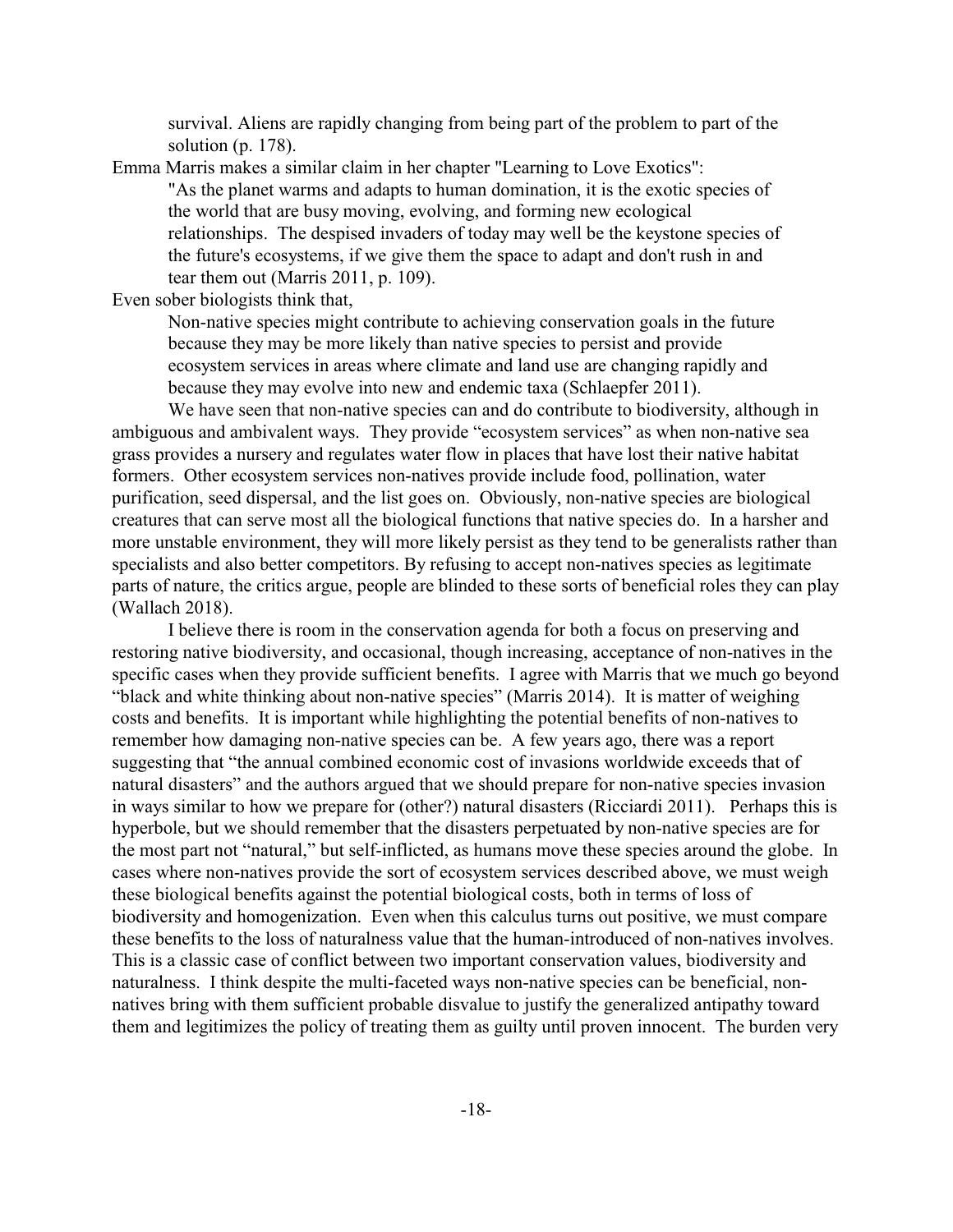survival. Aliens are rapidly changing from being part of the problem to part of the solution (p. 178).

Emma Marris makes a similar claim in her chapter "Learning to Love Exotics":

> "As the planet warms and adapts to human domination, it is the exotic species of the world that are busy moving, evolving, and forming new ecological relationships. The despised invaders of today may well be the keystone species of the future's ecosystems, if we give them the space to adapt and don't rush in and tear them out (Marris 2011, p. 109).

Even sober biologists think that,

> Non-native species might contribute to achieving conservation goals in the future because they may be more likely than native species to persist and provide ecosystem services in areas where climate and land use are changing rapidly and because they may evolve into new and endemic taxa (Schlaepfer 2011).

We have seen that non-native species can and do contribute to biodiversity, although in ambiguous and ambivalent ways. They provide "ecosystem services" as when non-native sea grass provides a nursery and regulates water flow in places that have lost their native habitat formers. Other ecosystem services non-natives provide include food, pollination, water purification, seed dispersal, and the list goes on. Obviously, non-native species are biological creatures that can serve most all the biological functions that native species do. In a harsher and more unstable environment, they will more likely persist as they tend to be generalists rather than specialists and also better competitors. By refusing to accept non-natives species as legitimate parts of nature, the critics argue, people are blinded to these sorts of beneficial roles they can play (Wallach 2018).

I believe there is room in the conservation agenda for both a focus on preserving and restoring native biodiversity, and occasional, though increasing, acceptance of non-natives in the specific cases when they provide sufficient benefits. I agree with Marris that we much go beyond "black and white thinking about non-native species" (Marris 2014). It is matter of weighing costs and benefits. It is important while highlighting the potential benefits of non-natives to remember how damaging non-native species can be. A few years ago, there was a report suggesting that "the annual combined economic cost of invasions worldwide exceeds that of natural disasters" and the authors argued that we should prepare for non-native species invasion in ways similar to how we prepare for (other?) natural disasters (Ricciardi 2011). Perhaps this is hyperbole, but we should remember that the disasters perpetuated by non-native species are for the most part not "natural," but self-inflicted, as humans move these species around the globe. In cases where non-natives provide the sort of ecosystem services described above, we must weigh these biological benefits against the potential biological costs, both in terms of loss of biodiversity and homogenization. Even when this calculus turns out positive, we must compare these benefits to the loss of naturalness value that the human-introduced of non-natives involves. This is a classic case of conflict between two important conservation values, biodiversity and naturalness. I think despite the multi-faceted ways non-native species can be beneficial, non-natives bring with them sufficient probable disvalue to justify the generalized antipathy toward them and legitimizes the policy of treating them as guilty until proven innocent. The burden very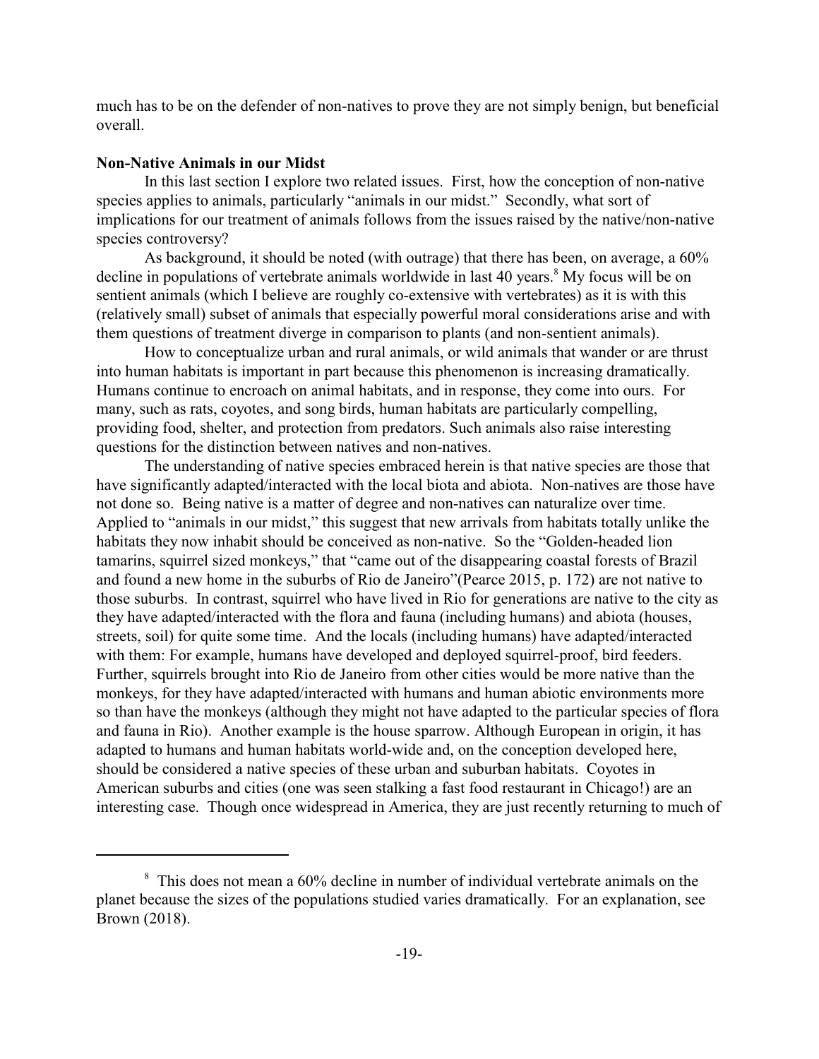much has to be on the defender of non-natives to prove they are not simply benign, but beneficial overall.

**Non-Native Animals in our Midst**

In this last section I explore two related issues. First, how the conception of non-native species applies to animals, particularly "animals in our midst." Secondly, what sort of implications for our treatment of animals follows from the issues raised by the native/non-native species controversy?

As background, it should be noted (with outrage) that there has been, on average, a 60% decline in populations of vertebrate animals worldwide in last 40 years.[8] My focus will be on sentient animals (which I believe are roughly co-extensive with vertebrates) as it is with this (relatively small) subset of animals that especially powerful moral considerations arise and with them questions of treatment diverge in comparison to plants (and non-sentient animals).

How to conceptualize urban and rural animals, or wild animals that wander or are thrust into human habitats is important in part because this phenomenon is increasing dramatically. Humans continue to encroach on animal habitats, and in response, they come into ours. For many, such as rats, coyotes, and song birds, human habitats are particularly compelling, providing food, shelter, and protection from predators. Such animals also raise interesting questions for the distinction between natives and non-natives.

The understanding of native species embraced herein is that native species are those that have significantly adapted/interacted with the local biota and abiota. Non-natives are those have not done so. Being native is a matter of degree and non-natives can naturalize over time. Applied to "animals in our midst," this suggest that new arrivals from habitats totally unlike the habitats they now inhabit should be conceived as non-native. So the "Golden-headed lion tamarins, squirrel sized monkeys," that "came out of the disappearing coastal forests of Brazil and found a new home in the suburbs of Rio de Janeiro"(Pearce 2015, p. 172) are not native to those suburbs. In contrast, squirrel who have lived in Rio for generations are native to the city as they have adapted/interacted with the flora and fauna (including humans) and abiota (houses, streets, soil) for quite some time. And the locals (including humans) have adapted/interacted with them: For example, humans have developed and deployed squirrel-proof, bird feeders. Further, squirrels brought into Rio de Janeiro from other cities would be more native than the monkeys, for they have adapted/interacted with humans and human abiotic environments more so than have the monkeys (although they might not have adapted to the particular species of flora and fauna in Rio). Another example is the house sparrow. Although European in origin, it has adapted to humans and human habitats world-wide and, on the conception developed here, should be considered a native species of these urban and suburban habitats. Coyotes in American suburbs and cities (one was seen stalking a fast food restaurant in Chicago!) are an interesting case. Though once widespread in America, they are just recently returning to much of

---

[8] This does not mean a 60% decline in number of individual vertebrate animals on the planet because the sizes of the populations studied varies dramatically. For an explanation, see Brown (2018).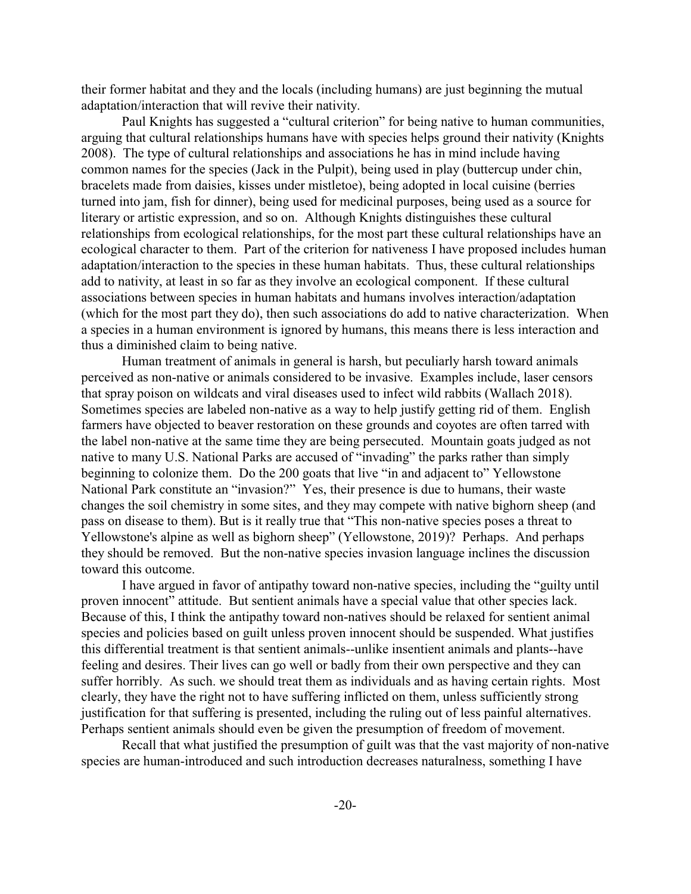their former habitat and they and the locals (including humans) are just beginning the mutual adaptation/interaction that will revive their nativity.

Paul Knights has suggested a "cultural criterion" for being native to human communities, arguing that cultural relationships humans have with species helps ground their nativity (Knights 2008). The type of cultural relationships and associations he has in mind include having common names for the species (Jack in the Pulpit), being used in play (buttercup under chin, bracelets made from daisies, kisses under mistletoe), being adopted in local cuisine (berries turned into jam, fish for dinner), being used for medicinal purposes, being used as a source for literary or artistic expression, and so on. Although Knights distinguishes these cultural relationships from ecological relationships, for the most part these cultural relationships have an ecological character to them. Part of the criterion for nativeness I have proposed includes human adaptation/interaction to the species in these human habitats. Thus, these cultural relationships add to nativity, at least in so far as they involve an ecological component. If these cultural associations between species in human habitats and humans involves interaction/adaptation (which for the most part they do), then such associations do add to native characterization. When a species in a human environment is ignored by humans, this means there is less interaction and thus a diminished claim to being native.

Human treatment of animals in general is harsh, but peculiarly harsh toward animals perceived as non-native or animals considered to be invasive. Examples include, laser censors that spray poison on wildcats and viral diseases used to infect wild rabbits (Wallach 2018). Sometimes species are labeled non-native as a way to help justify getting rid of them. English farmers have objected to beaver restoration on these grounds and coyotes are often tarred with the label non-native at the same time they are being persecuted. Mountain goats judged as not native to many U.S. National Parks are accused of "invading" the parks rather than simply beginning to colonize them. Do the 200 goats that live "in and adjacent to" Yellowstone National Park constitute an "invasion?" Yes, their presence is due to humans, their waste changes the soil chemistry in some sites, and they may compete with native bighorn sheep (and pass on disease to them). But is it really true that "This non-native species poses a threat to Yellowstone's alpine as well as bighorn sheep" (Yellowstone, 2019)? Perhaps. And perhaps they should be removed. But the non-native species invasion language inclines the discussion toward this outcome.

I have argued in favor of antipathy toward non-native species, including the "guilty until proven innocent" attitude. But sentient animals have a special value that other species lack. Because of this, I think the antipathy toward non-natives should be relaxed for sentient animal species and policies based on guilt unless proven innocent should be suspended. What justifies this differential treatment is that sentient animals--unlike insentient animals and plants--have feeling and desires. Their lives can go well or badly from their own perspective and they can suffer horribly. As such. we should treat them as individuals and as having certain rights. Most clearly, they have the right not to have suffering inflicted on them, unless sufficiently strong justification for that suffering is presented, including the ruling out of less painful alternatives. Perhaps sentient animals should even be given the presumption of freedom of movement.

Recall that what justified the presumption of guilt was that the vast majority of non-native species are human-introduced and such introduction decreases naturalness, something I have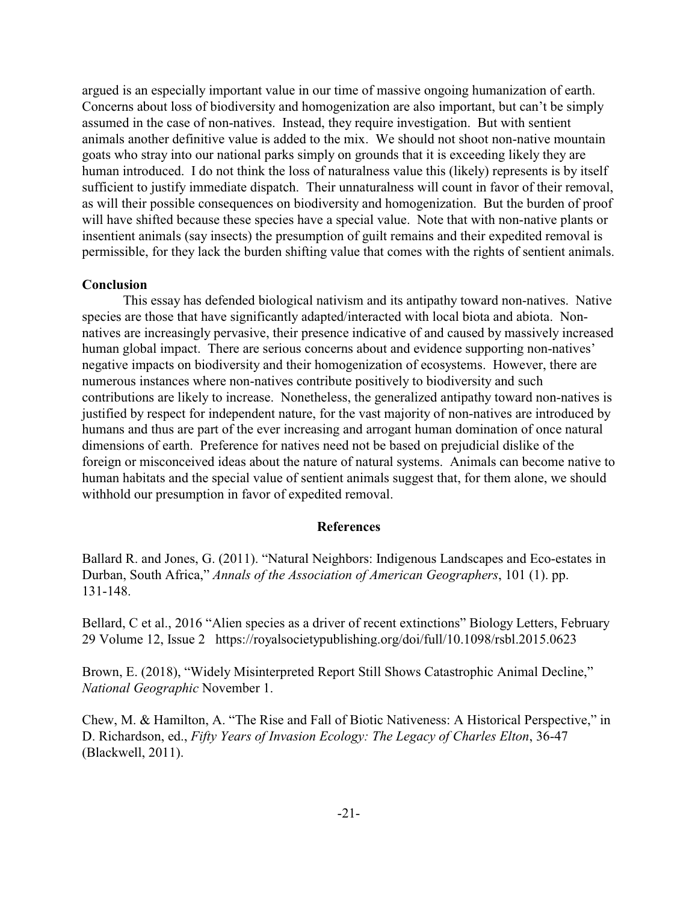argued is an especially important value in our time of massive ongoing humanization of earth. Concerns about loss of biodiversity and homogenization are also important, but can't be simply assumed in the case of non-natives. Instead, they require investigation. But with sentient animals another definitive value is added to the mix. We should not shoot non-native mountain goats who stray into our national parks simply on grounds that it is exceeding likely they are human introduced. I do not think the loss of naturalness value this (likely) represents is by itself sufficient to justify immediate dispatch. Their unnaturalness will count in favor of their removal, as will their possible consequences on biodiversity and homogenization. But the burden of proof will have shifted because these species have a special value. Note that with non-native plants or insentient animals (say insects) the presumption of guilt remains and their expedited removal is permissible, for they lack the burden shifting value that comes with the rights of sentient animals.

## Conclusion

This essay has defended biological nativism and its antipathy toward non-natives. Native species are those that have significantly adapted/interacted with local biota and abiota. Non-natives are increasingly pervasive, their presence indicative of and caused by massively increased human global impact. There are serious concerns about and evidence supporting non-natives' negative impacts on biodiversity and their homogenization of ecosystems. However, there are numerous instances where non-natives contribute positively to biodiversity and such contributions are likely to increase. Nonetheless, the generalized antipathy toward non-natives is justified by respect for independent nature, for the vast majority of non-natives are introduced by humans and thus are part of the ever increasing and arrogant human domination of once natural dimensions of earth. Preference for natives need not be based on prejudicial dislike of the foreign or misconceived ideas about the nature of natural systems. Animals can become native to human habitats and the special value of sentient animals suggest that, for them alone, we should withhold our presumption in favor of expedited removal.

## References

Ballard R. and Jones, G. (2011). "Natural Neighbors: Indigenous Landscapes and Eco-estates in Durban, South Africa," *Annals of the Association of American Geographers*, 101 (1). pp. 131-148.

Bellard, C et al., 2016 "Alien species as a driver of recent extinctions" Biology Letters, February 29 Volume 12, Issue 2 https://royalsocietypublishing.org/doi/full/10.1098/rsbl.2015.0623

Brown, E. (2018), "Widely Misinterpreted Report Still Shows Catastrophic Animal Decline," *National Geographic* November 1.

Chew, M. & Hamilton, A. "The Rise and Fall of Biotic Nativeness: A Historical Perspective," in D. Richardson, ed., *Fifty Years of Invasion Ecology: The Legacy of Charles Elton*, 36-47 (Blackwell, 2011).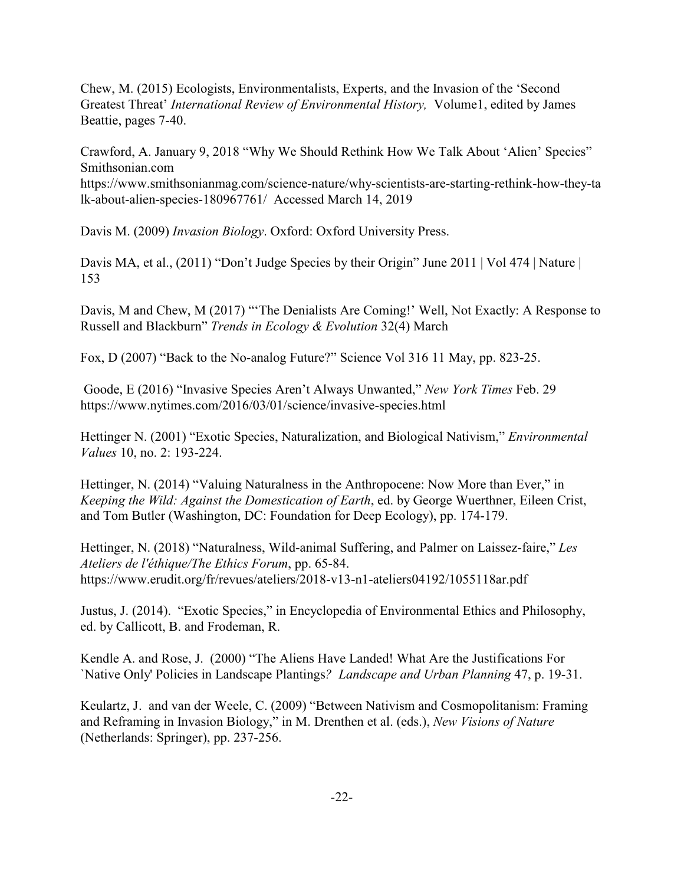Chew, M. (2015) Ecologists, Environmentalists, Experts, and the Invasion of the 'Second Greatest Threat' *International Review of Environmental History,* Volume1, edited by James Beattie, pages 7-40.

Crawford, A. January 9, 2018 "Why We Should Rethink How We Talk About 'Alien' Species" Smithsonian.com https://www.smithsonianmag.com/science-nature/why-scientists-are-starting-rethink-how-they-talk-about-alien-species-180967761/ Accessed March 14, 2019

Davis M. (2009) *Invasion Biology*. Oxford: Oxford University Press.

Davis MA, et al., (2011) "Don't Judge Species by their Origin" June 2011 | Vol 474 | Nature | 153

Davis, M and Chew, M (2017) "'The Denialists Are Coming!' Well, Not Exactly: A Response to Russell and Blackburn" *Trends in Ecology & Evolution* 32(4) March

Fox, D (2007) "Back to the No-analog Future?" Science Vol 316 11 May, pp. 823-25.

Goode, E (2016) "Invasive Species Aren't Always Unwanted," *New York Times* Feb. 29 https://www.nytimes.com/2016/03/01/science/invasive-species.html

Hettinger N. (2001) "Exotic Species, Naturalization, and Biological Nativism," *Environmental Values* 10, no. 2: 193-224.

Hettinger, N. (2014) "Valuing Naturalness in the Anthropocene: Now More than Ever," in *Keeping the Wild: Against the Domestication of Earth*, ed. by George Wuerthner, Eileen Crist, and Tom Butler (Washington, DC: Foundation for Deep Ecology), pp. 174-179.

Hettinger, N. (2018) "Naturalness, Wild-animal Suffering, and Palmer on Laissez-faire," *Les Ateliers de l'éthique/The Ethics Forum*, pp. 65-84. https://www.erudit.org/fr/revues/ateliers/2018-v13-n1-ateliers04192/1055118ar.pdf

Justus, J. (2014). "Exotic Species," in Encyclopedia of Environmental Ethics and Philosophy, ed. by Callicott, B. and Frodeman, R.

Kendle A. and Rose, J. (2000) "The Aliens Have Landed! What Are the Justifications For `Native Only' Policies in Landscape Plantings*? Landscape and Urban Planning* 47, p. 19-31.

Keulartz, J. and van der Weele, C. (2009) "Between Nativism and Cosmopolitanism: Framing and Reframing in Invasion Biology," in M. Drenthen et al. (eds.), *New Visions of Nature* (Netherlands: Springer), pp. 237-256.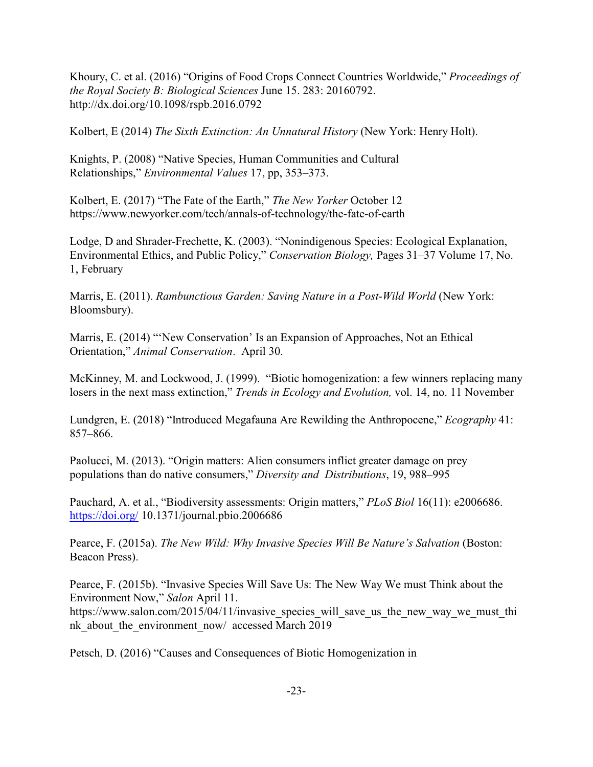Khoury, C. et al. (2016) "Origins of Food Crops Connect Countries Worldwide," *Proceedings of the Royal Society B: Biological Sciences* June 15. 283: 20160792. http://dx.doi.org/10.1098/rspb.2016.0792

Kolbert, E (2014) *The Sixth Extinction: An Unnatural History* (New York: Henry Holt).

Knights, P. (2008) "Native Species, Human Communities and Cultural Relationships," *Environmental Values* 17, pp, 353–373.

Kolbert, E. (2017) "The Fate of the Earth," *The New Yorker* October 12 https://www.newyorker.com/tech/annals-of-technology/the-fate-of-earth

Lodge, D and Shrader-Frechette, K. (2003). "Nonindigenous Species: Ecological Explanation, Environmental Ethics, and Public Policy," *Conservation Biology,* Pages 31–37 Volume 17, No. 1, February

Marris, E. (2011). *Rambunctious Garden: Saving Nature in a Post-Wild World* (New York: Bloomsbury).

Marris, E. (2014) "'New Conservation' Is an Expansion of Approaches, Not an Ethical Orientation," *Animal Conservation*. April 30.

McKinney, M. and Lockwood, J. (1999). "Biotic homogenization: a few winners replacing many losers in the next mass extinction," *Trends in Ecology and Evolution,* vol. 14, no. 11 November

Lundgren, E. (2018) "Introduced Megafauna Are Rewilding the Anthropocene," *Ecography* 41: 857–866.

Paolucci, M. (2013). "Origin matters: Alien consumers inflict greater damage on prey populations than do native consumers," *Diversity and Distributions*, 19, 988–995

Pauchard, A. et al., "Biodiversity assessments: Origin matters," *PLoS Biol* 16(11): e2006686. https://doi.org/ 10.1371/journal.pbio.2006686

Pearce, F. (2015a). *The New Wild: Why Invasive Species Will Be Nature's Salvation* (Boston: Beacon Press).

Pearce, F. (2015b). "Invasive Species Will Save Us: The New Way We must Think about the Environment Now," *Salon* April 11. https://www.salon.com/2015/04/11/invasive_species_will_save_us_the_new_way_we_must_think_about_the_environment_now/ accessed March 2019

Petsch, D. (2016) "Causes and Consequences of Biotic Homogenization in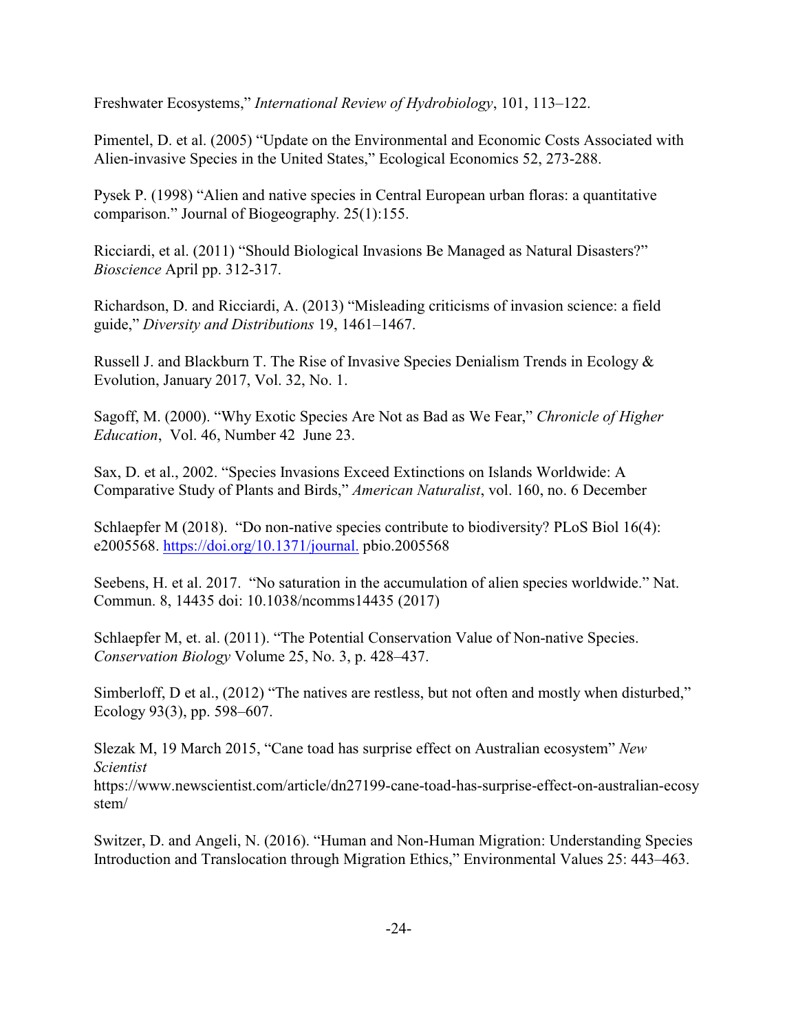Freshwater Ecosystems," *International Review of Hydrobiology*, 101, 113–122.

Pimentel, D. et al. (2005) "Update on the Environmental and Economic Costs Associated with Alien-invasive Species in the United States," Ecological Economics 52, 273-288.

Pysek P. (1998) "Alien and native species in Central European urban floras: a quantitative comparison." Journal of Biogeography. 25(1):155.

Ricciardi, et al. (2011) "Should Biological Invasions Be Managed as Natural Disasters?" *Bioscience* April pp. 312-317.

Richardson, D. and Ricciardi, A. (2013) "Misleading criticisms of invasion science: a field guide," *Diversity and Distributions* 19, 1461–1467.

Russell J. and Blackburn T. The Rise of Invasive Species Denialism Trends in Ecology & Evolution, January 2017, Vol. 32, No. 1.

Sagoff, M. (2000). "Why Exotic Species Are Not as Bad as We Fear," *Chronicle of Higher Education*, Vol. 46, Number 42 June 23.

Sax, D. et al., 2002. "Species Invasions Exceed Extinctions on Islands Worldwide: A Comparative Study of Plants and Birds," *American Naturalist*, vol. 160, no. 6 December

Schlaepfer M (2018). "Do non-native species contribute to biodiversity? PLoS Biol 16(4): e2005568. https://doi.org/10.1371/journal. pbio.2005568

Seebens, H. et al. 2017. "No saturation in the accumulation of alien species worldwide." Nat. Commun. 8, 14435 doi: 10.1038/ncomms14435 (2017)

Schlaepfer M, et. al. (2011). "The Potential Conservation Value of Non-native Species. *Conservation Biology* Volume 25, No. 3, p. 428–437.

Simberloff, D et al., (2012) "The natives are restless, but not often and mostly when disturbed," Ecology 93(3), pp. 598–607.

Slezak M, 19 March 2015, "Cane toad has surprise effect on Australian ecosystem" *New Scientist* https://www.newscientist.com/article/dn27199-cane-toad-has-surprise-effect-on-australian-ecosystem/

Switzer, D. and Angeli, N. (2016). "Human and Non-Human Migration: Understanding Species Introduction and Translocation through Migration Ethics," Environmental Values 25: 443–463.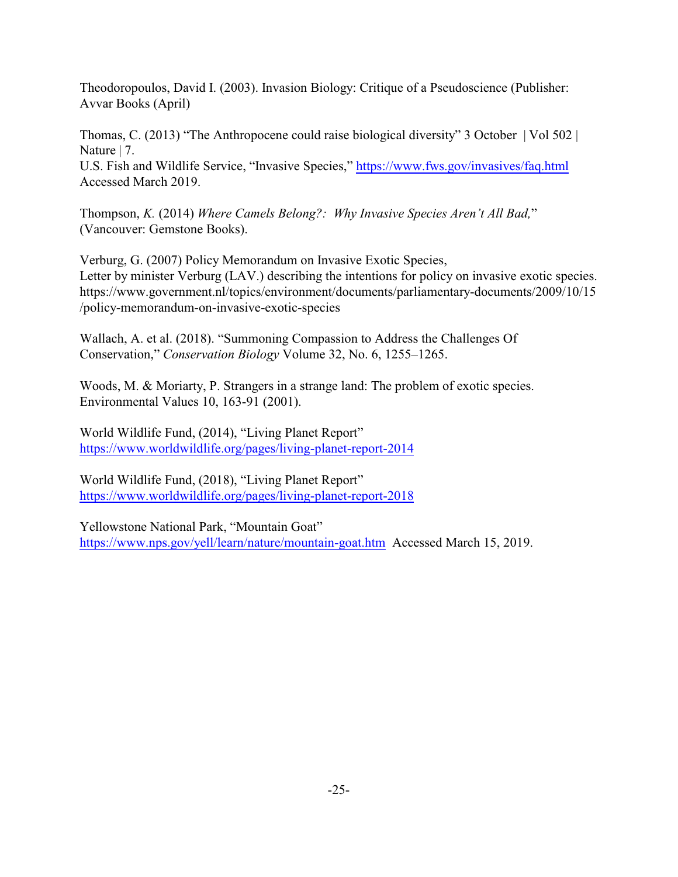Theodoropoulos, David I. (2003). Invasion Biology: Critique of a Pseudoscience (Publisher: Avvar Books (April)

Thomas, C. (2013) "The Anthropocene could raise biological diversity" 3 October | Vol 502 | Nature | 7.
U.S. Fish and Wildlife Service, "Invasive Species," https://www.fws.gov/invasives/faq.html Accessed March 2019.

Thompson, *K.* (2014) *Where Camels Belong?: Why Invasive Species Aren't All Bad,*" (Vancouver: Gemstone Books).

Verburg, G. (2007) Policy Memorandum on Invasive Exotic Species,
Letter by minister Verburg (LAV.) describing the intentions for policy on invasive exotic species. https://www.government.nl/topics/environment/documents/parliamentary-documents/2009/10/15/policy-memorandum-on-invasive-exotic-species

Wallach, A. et al. (2018). "Summoning Compassion to Address the Challenges Of Conservation," *Conservation Biology* Volume 32, No. 6, 1255–1265.

Woods, M. & Moriarty, P. Strangers in a strange land: The problem of exotic species. Environmental Values 10, 163-91 (2001).

World Wildlife Fund, (2014), "Living Planet Report" https://www.worldwildlife.org/pages/living-planet-report-2014

World Wildlife Fund, (2018), "Living Planet Report" https://www.worldwildlife.org/pages/living-planet-report-2018

Yellowstone National Park, "Mountain Goat" https://www.nps.gov/yell/learn/nature/mountain-goat.htm Accessed March 15, 2019.